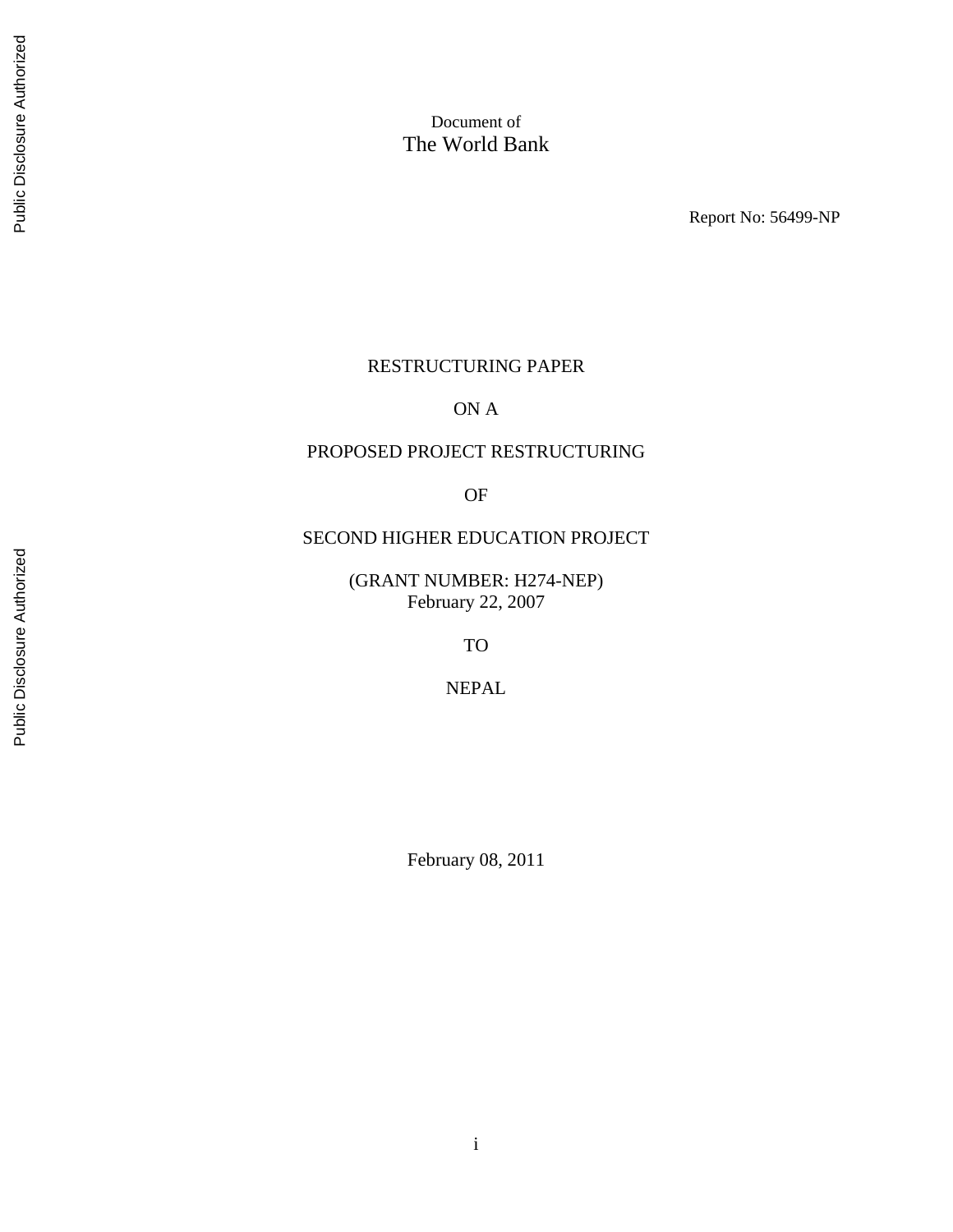Document of
The World Bank

Report No: 56499-NP

RESTRUCTURING PAPER

ON A

PROPOSED PROJECT RESTRUCTURING

OF

SECOND HIGHER EDUCATION PROJECT

(GRANT NUMBER: H274-NEP)
February 22, 2007

TO

NEPAL

February 08, 2011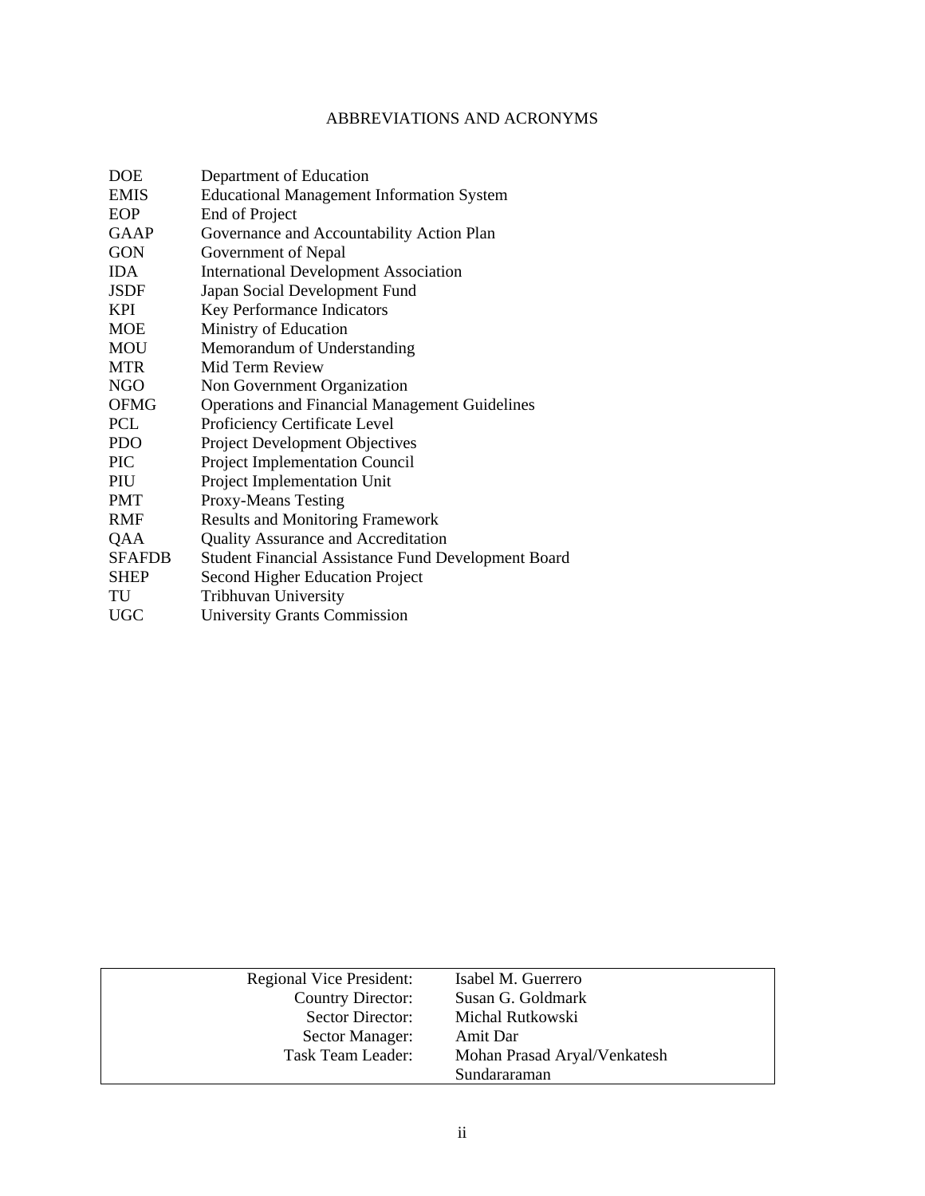# ABBREVIATIONS AND ACRONYMS

| | |
|---|---|
| DOE | Department of Education |
| EMIS | Educational Management Information System |
| EOP | End of Project |
| GAAP | Governance and Accountability Action Plan |
| GON | Government of Nepal |
| IDA | International Development Association |
| JSDF | Japan Social Development Fund |
| KPI | Key Performance Indicators |
| MOE | Ministry of Education |
| MOU | Memorandum of Understanding |
| MTR | Mid Term Review |
| NGO | Non Government Organization |
| OFMG | Operations and Financial Management Guidelines |
| PCL | Proficiency Certificate Level |
| PDO | Project Development Objectives |
| PIC | Project Implementation Council |
| PIU | Project Implementation Unit |
| PMT | Proxy-Means Testing |
| RMF | Results and Monitoring Framework |
| QAA | Quality Assurance and Accreditation |
| SFAFDB | Student Financial Assistance Fund Development Board |
| SHEP | Second Higher Education Project |
| TU | Tribhuvan University |
| UGC | University Grants Commission |

| | |
|---:|---|
| Regional Vice President: | Isabel M. Guerrero |
| Country Director: | Susan G. Goldmark |
| Sector Director: | Michal Rutkowski |
| Sector Manager: | Amit Dar |
| Task Team Leader: | Mohan Prasad Aryal/Venkatesh Sundararaman |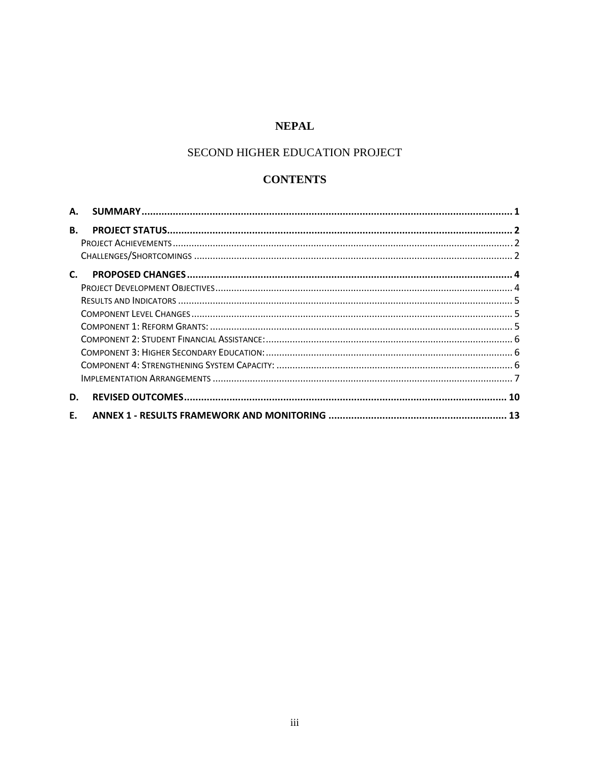# NEPAL

## SECOND HIGHER EDUCATION PROJECT

## CONTENTS

A. **SUMMARY** ........................................................ 1

B. **PROJECT STATUS** ........................................................ 2

- Project Achievements ........................................................ 2
- Challenges/Shortcomings ........................................................ 2

C. **PROPOSED CHANGES** ........................................................ 4

- Project Development Objectives ........................................................ 4
- Results and Indicators ........................................................ 5
- Component Level Changes ........................................................ 5
- Component 1: Reform Grants: ........................................................ 5
- Component 2: Student Financial Assistance: ........................................................ 6
- Component 3: Higher Secondary Education: ........................................................ 6
- Component 4: Strengthening System Capacity: ........................................................ 6
- Implementation Arrangements ........................................................ 7

D. **REVISED OUTCOMES** ........................................................ 10

E. **ANNEX 1 - RESULTS FRAMEWORK AND MONITORING** ........................................................ 13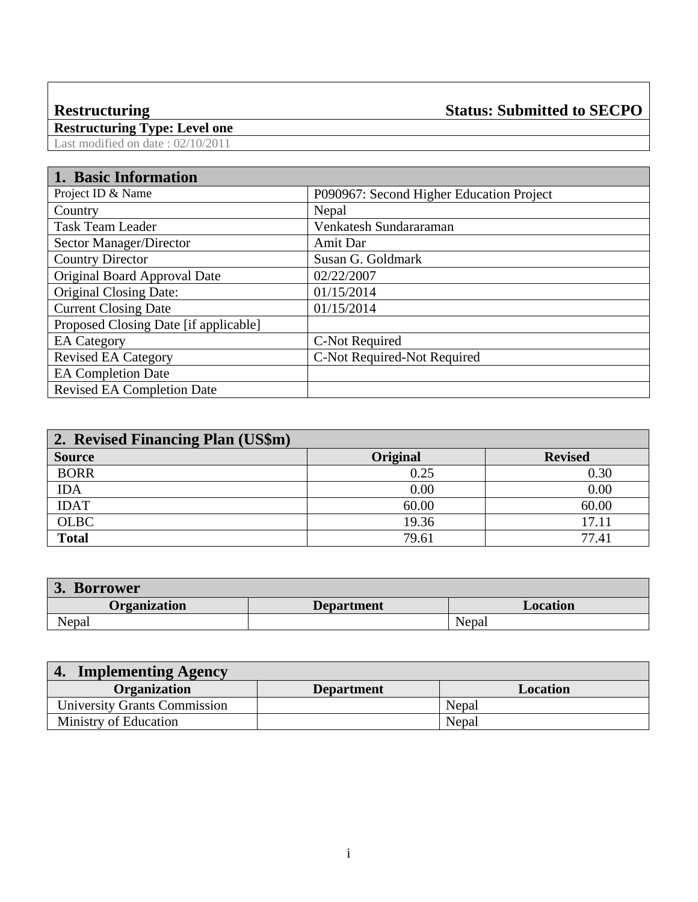**Restructuring** **Status: Submitted to SECPO**

**Restructuring Type: Level one**

Last modified on date : 02/10/2011

## 1. Basic Information

| | |
|---|---|
| Project ID & Name | P090967: Second Higher Education Project |
| Country | Nepal |
| Task Team Leader | Venkatesh Sundararaman |
| Sector Manager/Director | Amit Dar |
| Country Director | Susan G. Goldmark |
| Original Board Approval Date | 02/22/2007 |
| Original Closing Date: | 01/15/2014 |
| Current Closing Date | 01/15/2014 |
| Proposed Closing Date [if applicable] | |
| EA Category | C-Not Required |
| Revised EA Category | C-Not Required-Not Required |
| EA Completion Date | |
| Revised EA Completion Date | |

## 2. Revised Financing Plan (US$m)

| Source | Original | Revised |
|---|---|---|
| BORR | 0.25 | 0.30 |
| IDA | 0.00 | 0.00 |
| IDAT | 60.00 | 60.00 |
| OLBC | 19.36 | 17.11 |
| **Total** | 79.61 | 77.41 |

## 3. Borrower

| Organization | Department | Location |
|---|---|---|
| Nepal | | Nepal |

## 4. Implementing Agency

| Organization | Department | Location |
|---|---|---|
| University Grants Commission | | Nepal |
| Ministry of Education | | Nepal |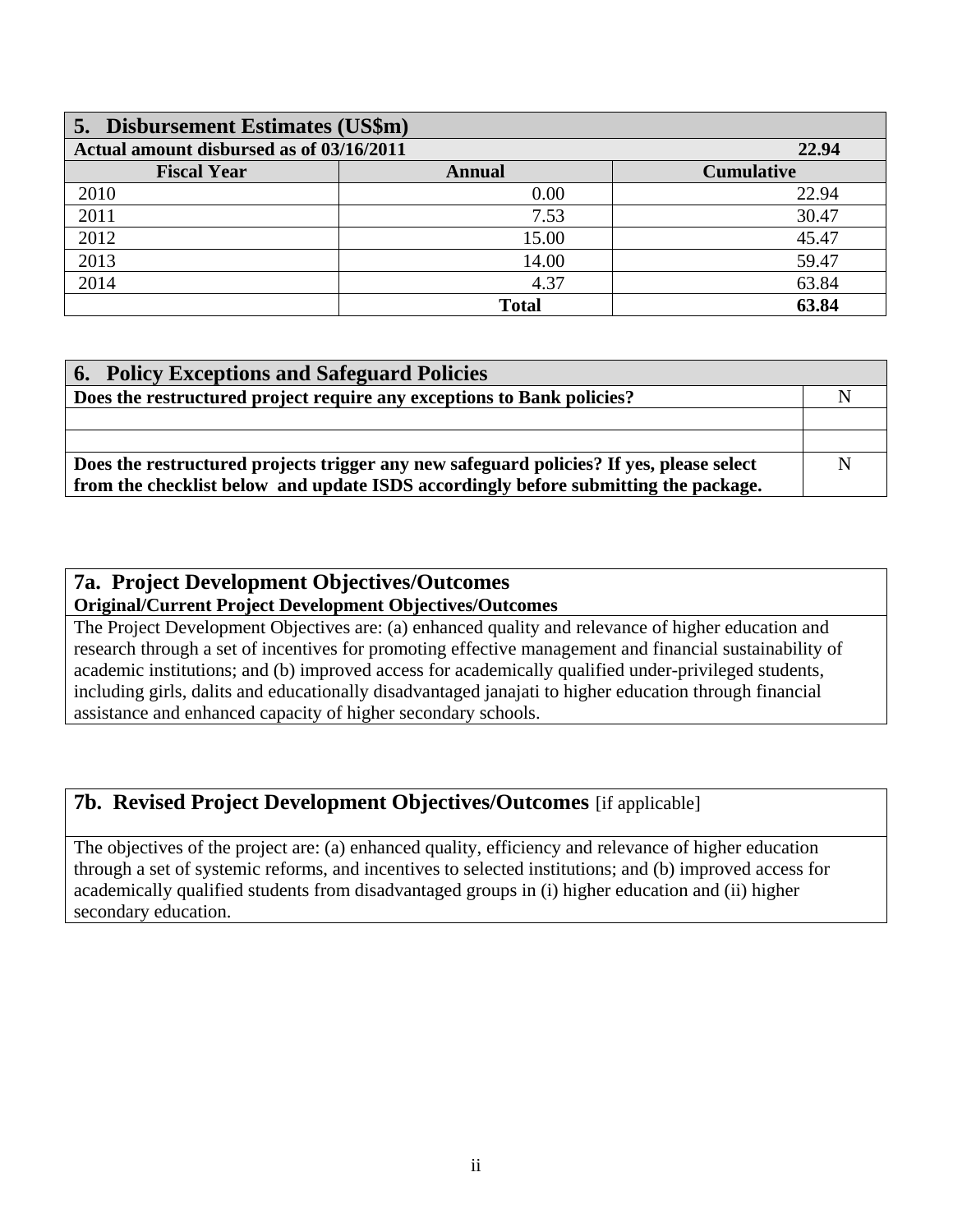| 5. Disbursement Estimates (US$m) | | |
|---|---|---|
| **Actual amount disbursed as of 03/16/2011** | | **22.94** |
| **Fiscal Year** | **Annual** | **Cumulative** |
| 2010 | 0.00 | 22.94 |
| 2011 | 7.53 | 30.47 |
| 2012 | 15.00 | 45.47 |
| 2013 | 14.00 | 59.47 |
| 2014 | 4.37 | 63.84 |
| | **Total** | **63.84** |

| 6. Policy Exceptions and Safeguard Policies | |
|---|---|
| **Does the restructured project require any exceptions to Bank policies?** | N |
| | |
| | |
| **Does the restructured projects trigger any new safeguard policies? If yes, please select from the checklist below and update ISDS accordingly before submitting the package.** | N |

## 7a. Project Development Objectives/Outcomes

**Original/Current Project Development Objectives/Outcomes**

The Project Development Objectives are: (a) enhanced quality and relevance of higher education and research through a set of incentives for promoting effective management and financial sustainability of academic institutions; and (b) improved access for academically qualified under-privileged students, including girls, dalits and educationally disadvantaged janajati to higher education through financial assistance and enhanced capacity of higher secondary schools.

## 7b. Revised Project Development Objectives/Outcomes [if applicable]

The objectives of the project are: (a) enhanced quality, efficiency and relevance of higher education through a set of systemic reforms, and incentives to selected institutions; and (b) improved access for academically qualified students from disadvantaged groups in (i) higher education and (ii) higher secondary education.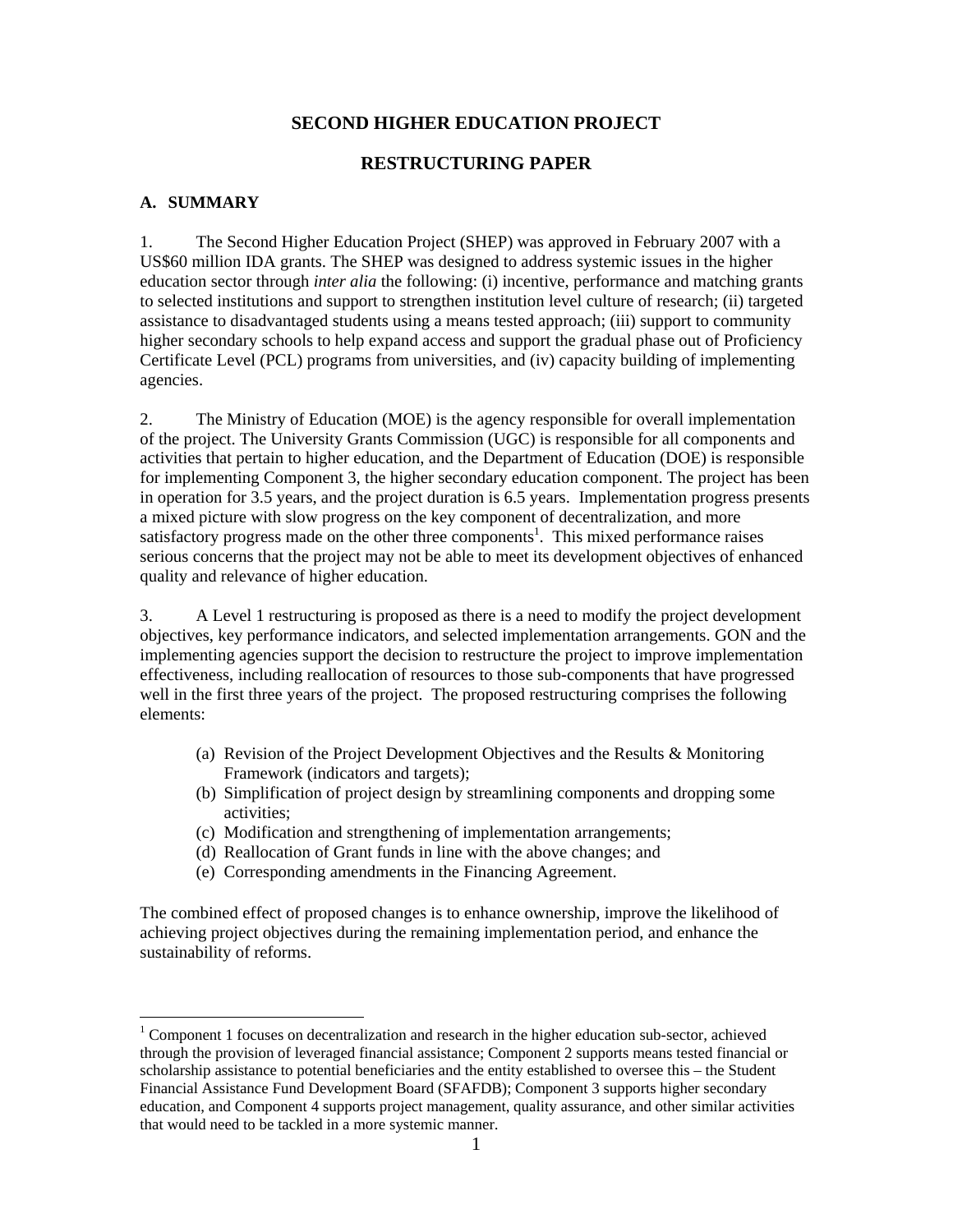# SECOND HIGHER EDUCATION PROJECT

# RESTRUCTURING PAPER

## A. SUMMARY

1. The Second Higher Education Project (SHEP) was approved in February 2007 with a US$60 million IDA grants. The SHEP was designed to address systemic issues in the higher education sector through *inter alia* the following: (i) incentive, performance and matching grants to selected institutions and support to strengthen institution level culture of research; (ii) targeted assistance to disadvantaged students using a means tested approach; (iii) support to community higher secondary schools to help expand access and support the gradual phase out of Proficiency Certificate Level (PCL) programs from universities, and (iv) capacity building of implementing agencies.

2. The Ministry of Education (MOE) is the agency responsible for overall implementation of the project. The University Grants Commission (UGC) is responsible for all components and activities that pertain to higher education, and the Department of Education (DOE) is responsible for implementing Component 3, the higher secondary education component. The project has been in operation for 3.5 years, and the project duration is 6.5 years. Implementation progress presents a mixed picture with slow progress on the key component of decentralization, and more satisfactory progress made on the other three components[1]. This mixed performance raises serious concerns that the project may not be able to meet its development objectives of enhanced quality and relevance of higher education.

3. A Level 1 restructuring is proposed as there is a need to modify the project development objectives, key performance indicators, and selected implementation arrangements. GON and the implementing agencies support the decision to restructure the project to improve implementation effectiveness, including reallocation of resources to those sub-components that have progressed well in the first three years of the project. The proposed restructuring comprises the following elements:

(a) Revision of the Project Development Objectives and the Results & Monitoring Framework (indicators and targets);
(b) Simplification of project design by streamlining components and dropping some activities;
(c) Modification and strengthening of implementation arrangements;
(d) Reallocation of Grant funds in line with the above changes; and
(e) Corresponding amendments in the Financing Agreement.

The combined effect of proposed changes is to enhance ownership, improve the likelihood of achieving project objectives during the remaining implementation period, and enhance the sustainability of reforms.

[1] Component 1 focuses on decentralization and research in the higher education sub-sector, achieved through the provision of leveraged financial assistance; Component 2 supports means tested financial or scholarship assistance to potential beneficiaries and the entity established to oversee this – the Student Financial Assistance Fund Development Board (SFAFDB); Component 3 supports higher secondary education, and Component 4 supports project management, quality assurance, and other similar activities that would need to be tackled in a more systemic manner.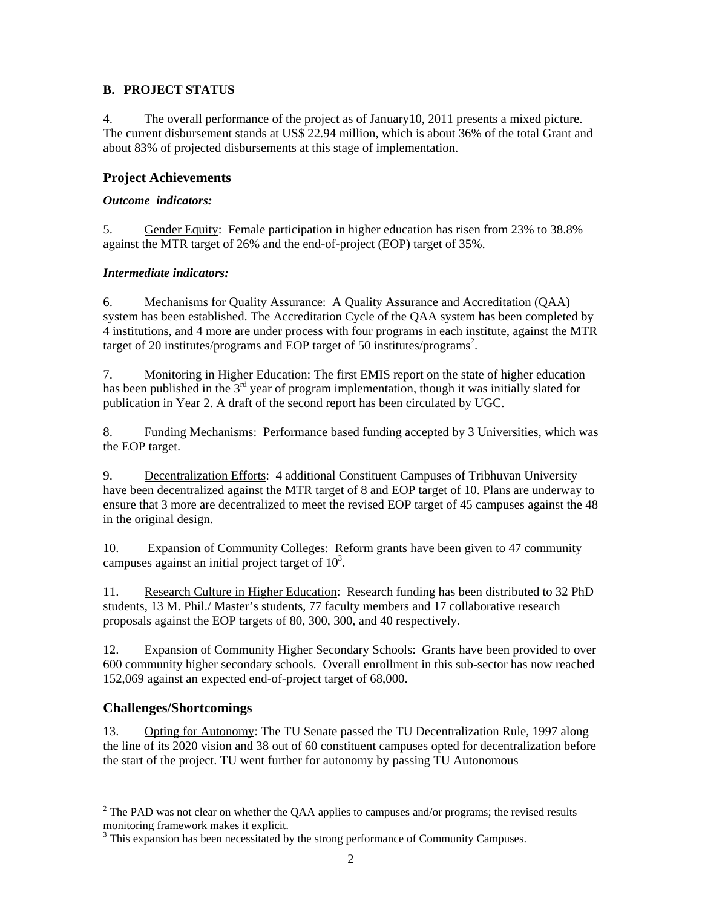## B. PROJECT STATUS

4. The overall performance of the project as of January10, 2011 presents a mixed picture. The current disbursement stands at US$ 22.94 million, which is about 36% of the total Grant and about 83% of projected disbursements at this stage of implementation.

### Project Achievements

***Outcome indicators:***

5. Gender Equity: Female participation in higher education has risen from 23% to 38.8% against the MTR target of 26% and the end-of-project (EOP) target of 35%.

***Intermediate indicators:***

6. Mechanisms for Quality Assurance: A Quality Assurance and Accreditation (QAA) system has been established. The Accreditation Cycle of the QAA system has been completed by 4 institutions, and 4 more are under process with four programs in each institute, against the MTR target of 20 institutes/programs and EOP target of 50 institutes/programs[2].

7. Monitoring in Higher Education: The first EMIS report on the state of higher education has been published in the 3rd year of program implementation, though it was initially slated for publication in Year 2. A draft of the second report has been circulated by UGC.

8. Funding Mechanisms: Performance based funding accepted by 3 Universities, which was the EOP target.

9. Decentralization Efforts: 4 additional Constituent Campuses of Tribhuvan University have been decentralized against the MTR target of 8 and EOP target of 10. Plans are underway to ensure that 3 more are decentralized to meet the revised EOP target of 45 campuses against the 48 in the original design.

10. Expansion of Community Colleges: Reform grants have been given to 47 community campuses against an initial project target of 10[3].

11. Research Culture in Higher Education: Research funding has been distributed to 32 PhD students, 13 M. Phil./ Master's students, 77 faculty members and 17 collaborative research proposals against the EOP targets of 80, 300, 300, and 40 respectively.

12. Expansion of Community Higher Secondary Schools: Grants have been provided to over 600 community higher secondary schools. Overall enrollment in this sub-sector has now reached 152,069 against an expected end-of-project target of 68,000.

### Challenges/Shortcomings

13. Opting for Autonomy: The TU Senate passed the TU Decentralization Rule, 1997 along the line of its 2020 vision and 38 out of 60 constituent campuses opted for decentralization before the start of the project. TU went further for autonomy by passing TU Autonomous

---

[2] The PAD was not clear on whether the QAA applies to campuses and/or programs; the revised results monitoring framework makes it explicit.

[3] This expansion has been necessitated by the strong performance of Community Campuses.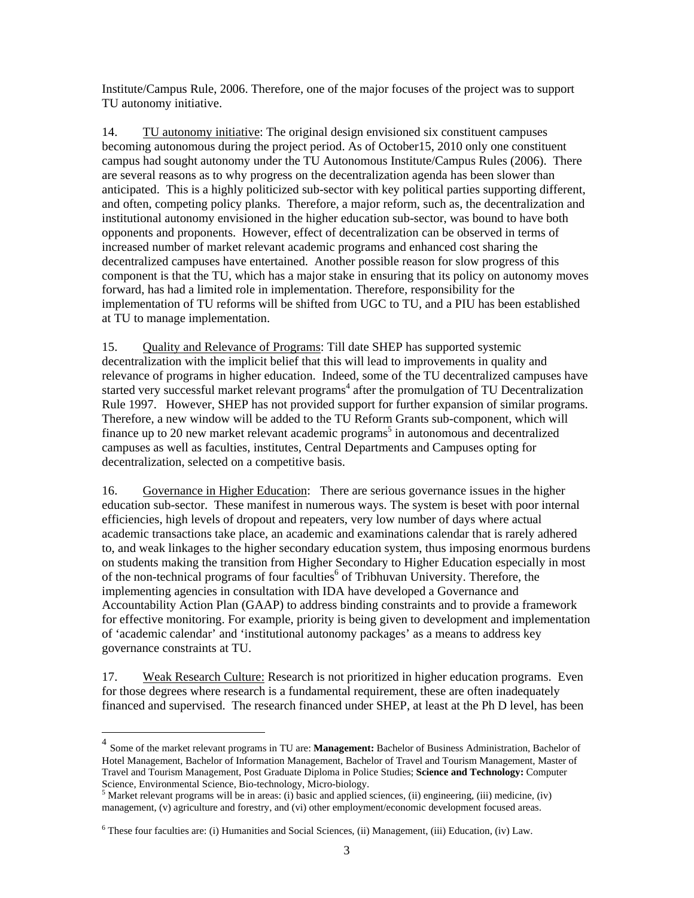Institute/Campus Rule, 2006. Therefore, one of the major focuses of the project was to support TU autonomy initiative.

14. TU autonomy initiative: The original design envisioned six constituent campuses becoming autonomous during the project period. As of October15, 2010 only one constituent campus had sought autonomy under the TU Autonomous Institute/Campus Rules (2006). There are several reasons as to why progress on the decentralization agenda has been slower than anticipated. This is a highly politicized sub-sector with key political parties supporting different, and often, competing policy planks. Therefore, a major reform, such as, the decentralization and institutional autonomy envisioned in the higher education sub-sector, was bound to have both opponents and proponents. However, effect of decentralization can be observed in terms of increased number of market relevant academic programs and enhanced cost sharing the decentralized campuses have entertained. Another possible reason for slow progress of this component is that the TU, which has a major stake in ensuring that its policy on autonomy moves forward, has had a limited role in implementation. Therefore, responsibility for the implementation of TU reforms will be shifted from UGC to TU, and a PIU has been established at TU to manage implementation.

15. Quality and Relevance of Programs: Till date SHEP has supported systemic decentralization with the implicit belief that this will lead to improvements in quality and relevance of programs in higher education. Indeed, some of the TU decentralized campuses have started very successful market relevant programs[4] after the promulgation of TU Decentralization Rule 1997. However, SHEP has not provided support for further expansion of similar programs. Therefore, a new window will be added to the TU Reform Grants sub-component, which will finance up to 20 new market relevant academic programs[5] in autonomous and decentralized campuses as well as faculties, institutes, Central Departments and Campuses opting for decentralization, selected on a competitive basis.

16. Governance in Higher Education: There are serious governance issues in the higher education sub-sector. These manifest in numerous ways. The system is beset with poor internal efficiencies, high levels of dropout and repeaters, very low number of days where actual academic transactions take place, an academic and examinations calendar that is rarely adhered to, and weak linkages to the higher secondary education system, thus imposing enormous burdens on students making the transition from Higher Secondary to Higher Education especially in most of the non-technical programs of four faculties[6] of Tribhuvan University. Therefore, the implementing agencies in consultation with IDA have developed a Governance and Accountability Action Plan (GAAP) to address binding constraints and to provide a framework for effective monitoring. For example, priority is being given to development and implementation of 'academic calendar' and 'institutional autonomy packages' as a means to address key governance constraints at TU.

17. Weak Research Culture: Research is not prioritized in higher education programs. Even for those degrees where research is a fundamental requirement, these are often inadequately financed and supervised. The research financed under SHEP, at least at the Ph D level, has been

---

[4] Some of the market relevant programs in TU are: **Management:** Bachelor of Business Administration, Bachelor of Hotel Management, Bachelor of Information Management, Bachelor of Travel and Tourism Management, Master of Travel and Tourism Management, Post Graduate Diploma in Police Studies; **Science and Technology:** Computer Science, Environmental Science, Bio-technology, Micro-biology.

[5] Market relevant programs will be in areas: (i) basic and applied sciences, (ii) engineering, (iii) medicine, (iv) management, (v) agriculture and forestry, and (vi) other employment/economic development focused areas.

[6] These four faculties are: (i) Humanities and Social Sciences, (ii) Management, (iii) Education, (iv) Law.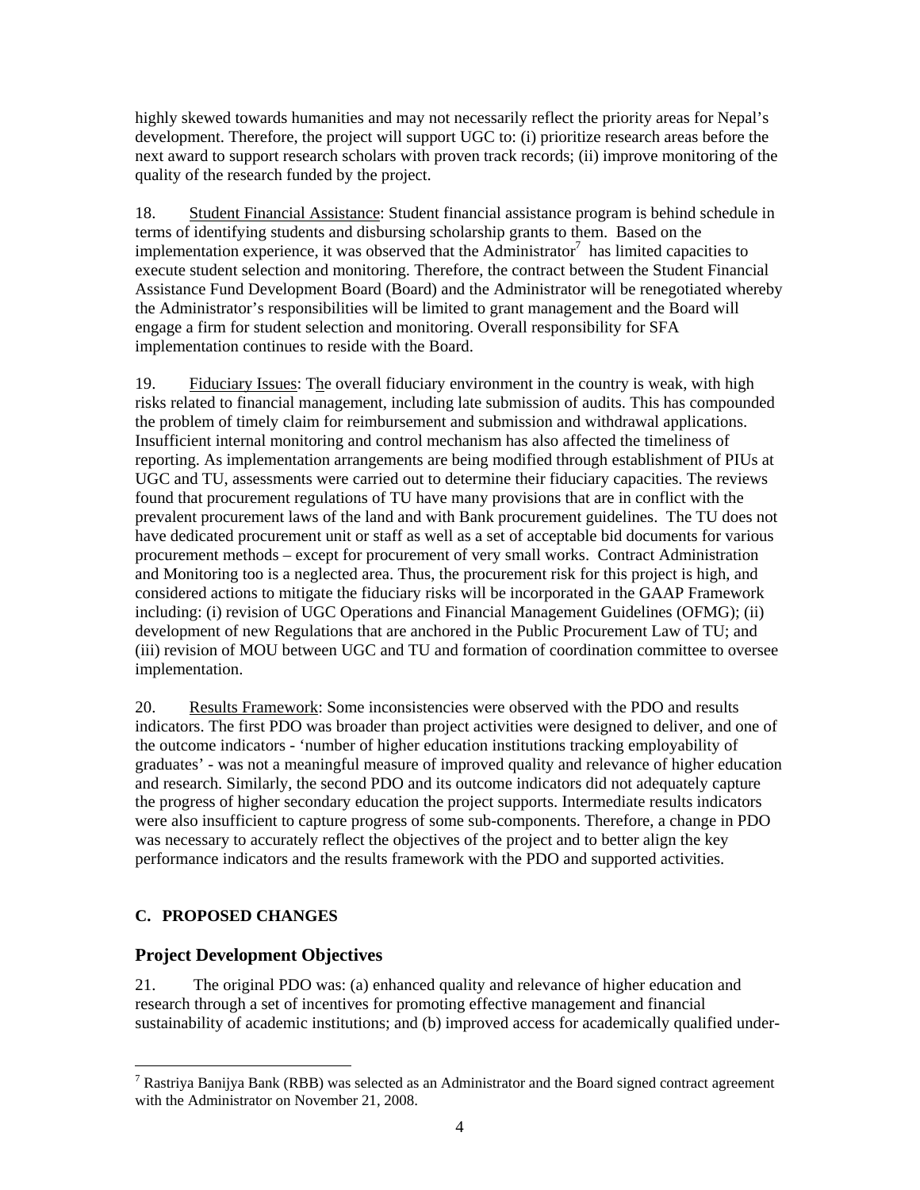highly skewed towards humanities and may not necessarily reflect the priority areas for Nepal's development. Therefore, the project will support UGC to: (i) prioritize research areas before the next award to support research scholars with proven track records; (ii) improve monitoring of the quality of the research funded by the project.

18. Student Financial Assistance: Student financial assistance program is behind schedule in terms of identifying students and disbursing scholarship grants to them. Based on the implementation experience, it was observed that the Administrator[7] has limited capacities to execute student selection and monitoring. Therefore, the contract between the Student Financial Assistance Fund Development Board (Board) and the Administrator will be renegotiated whereby the Administrator's responsibilities will be limited to grant management and the Board will engage a firm for student selection and monitoring. Overall responsibility for SFA implementation continues to reside with the Board.

19. Fiduciary Issues: The overall fiduciary environment in the country is weak, with high risks related to financial management, including late submission of audits. This has compounded the problem of timely claim for reimbursement and submission and withdrawal applications. Insufficient internal monitoring and control mechanism has also affected the timeliness of reporting. As implementation arrangements are being modified through establishment of PIUs at UGC and TU, assessments were carried out to determine their fiduciary capacities. The reviews found that procurement regulations of TU have many provisions that are in conflict with the prevalent procurement laws of the land and with Bank procurement guidelines. The TU does not have dedicated procurement unit or staff as well as a set of acceptable bid documents for various procurement methods – except for procurement of very small works. Contract Administration and Monitoring too is a neglected area. Thus, the procurement risk for this project is high, and considered actions to mitigate the fiduciary risks will be incorporated in the GAAP Framework including: (i) revision of UGC Operations and Financial Management Guidelines (OFMG); (ii) development of new Regulations that are anchored in the Public Procurement Law of TU; and (iii) revision of MOU between UGC and TU and formation of coordination committee to oversee implementation.

20. Results Framework: Some inconsistencies were observed with the PDO and results indicators. The first PDO was broader than project activities were designed to deliver, and one of the outcome indicators - 'number of higher education institutions tracking employability of graduates' - was not a meaningful measure of improved quality and relevance of higher education and research. Similarly, the second PDO and its outcome indicators did not adequately capture the progress of higher secondary education the project supports. Intermediate results indicators were also insufficient to capture progress of some sub-components. Therefore, a change in PDO was necessary to accurately reflect the objectives of the project and to better align the key performance indicators and the results framework with the PDO and supported activities.

### C. PROPOSED CHANGES

## Project Development Objectives

21. The original PDO was: (a) enhanced quality and relevance of higher education and research through a set of incentives for promoting effective management and financial sustainability of academic institutions; and (b) improved access for academically qualified under-

[7] Rastriya Banijya Bank (RBB) was selected as an Administrator and the Board signed contract agreement with the Administrator on November 21, 2008.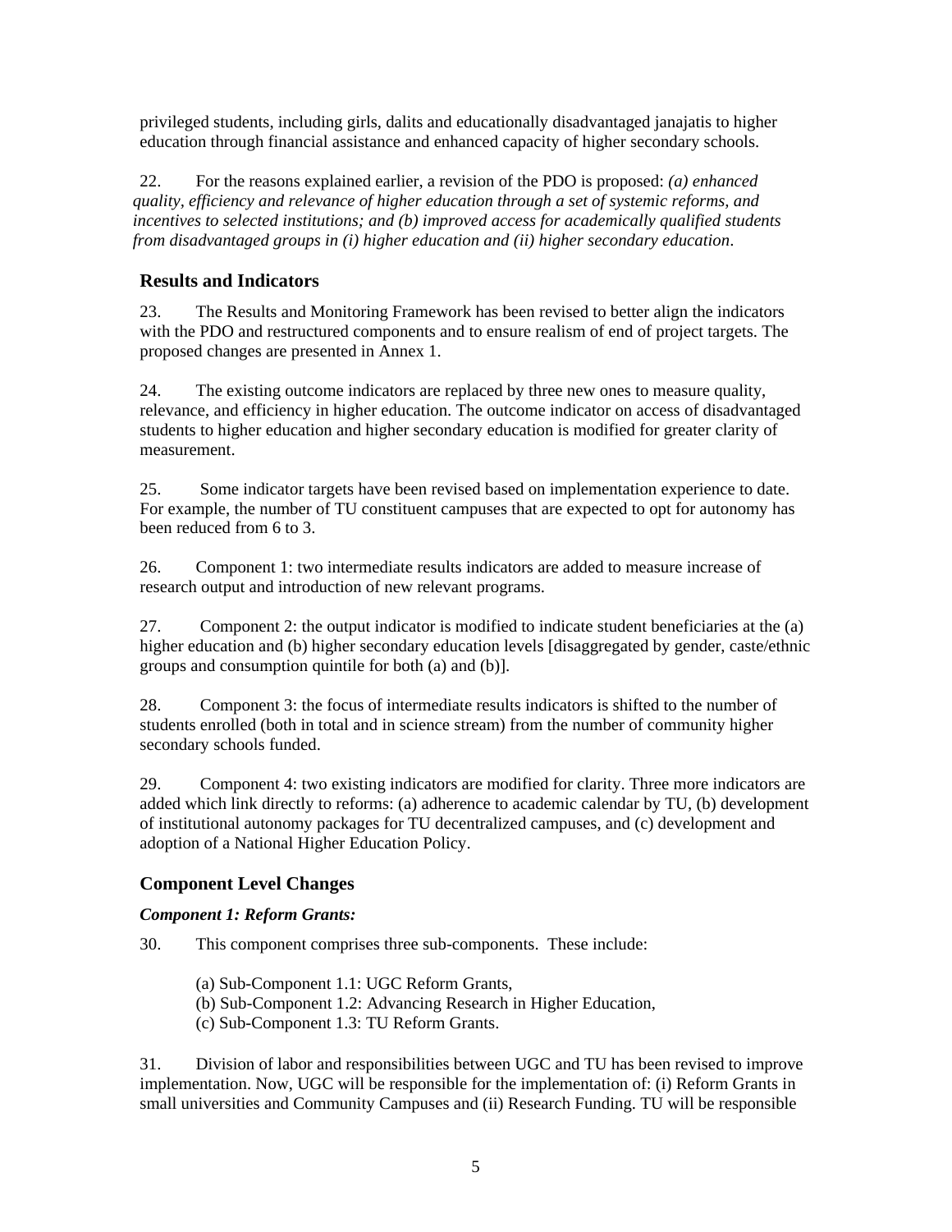privileged students, including girls, dalits and educationally disadvantaged janajatis to higher education through financial assistance and enhanced capacity of higher secondary schools.

22. For the reasons explained earlier, a revision of the PDO is proposed: *(a) enhanced quality, efficiency and relevance of higher education through a set of systemic reforms, and incentives to selected institutions; and (b) improved access for academically qualified students from disadvantaged groups in (i) higher education and (ii) higher secondary education*.

## Results and Indicators

23. The Results and Monitoring Framework has been revised to better align the indicators with the PDO and restructured components and to ensure realism of end of project targets. The proposed changes are presented in Annex 1.

24. The existing outcome indicators are replaced by three new ones to measure quality, relevance, and efficiency in higher education. The outcome indicator on access of disadvantaged students to higher education and higher secondary education is modified for greater clarity of measurement.

25. Some indicator targets have been revised based on implementation experience to date. For example, the number of TU constituent campuses that are expected to opt for autonomy has been reduced from 6 to 3.

26. Component 1: two intermediate results indicators are added to measure increase of research output and introduction of new relevant programs.

27. Component 2: the output indicator is modified to indicate student beneficiaries at the (a) higher education and (b) higher secondary education levels [disaggregated by gender, caste/ethnic groups and consumption quintile for both (a) and (b)].

28. Component 3: the focus of intermediate results indicators is shifted to the number of students enrolled (both in total and in science stream) from the number of community higher secondary schools funded.

29. Component 4: two existing indicators are modified for clarity. Three more indicators are added which link directly to reforms: (a) adherence to academic calendar by TU, (b) development of institutional autonomy packages for TU decentralized campuses, and (c) development and adoption of a National Higher Education Policy.

## Component Level Changes

### *Component 1: Reform Grants:*

30. This component comprises three sub-components. These include:

(a) Sub-Component 1.1: UGC Reform Grants,
(b) Sub-Component 1.2: Advancing Research in Higher Education,
(c) Sub-Component 1.3: TU Reform Grants.

31. Division of labor and responsibilities between UGC and TU has been revised to improve implementation. Now, UGC will be responsible for the implementation of: (i) Reform Grants in small universities and Community Campuses and (ii) Research Funding. TU will be responsible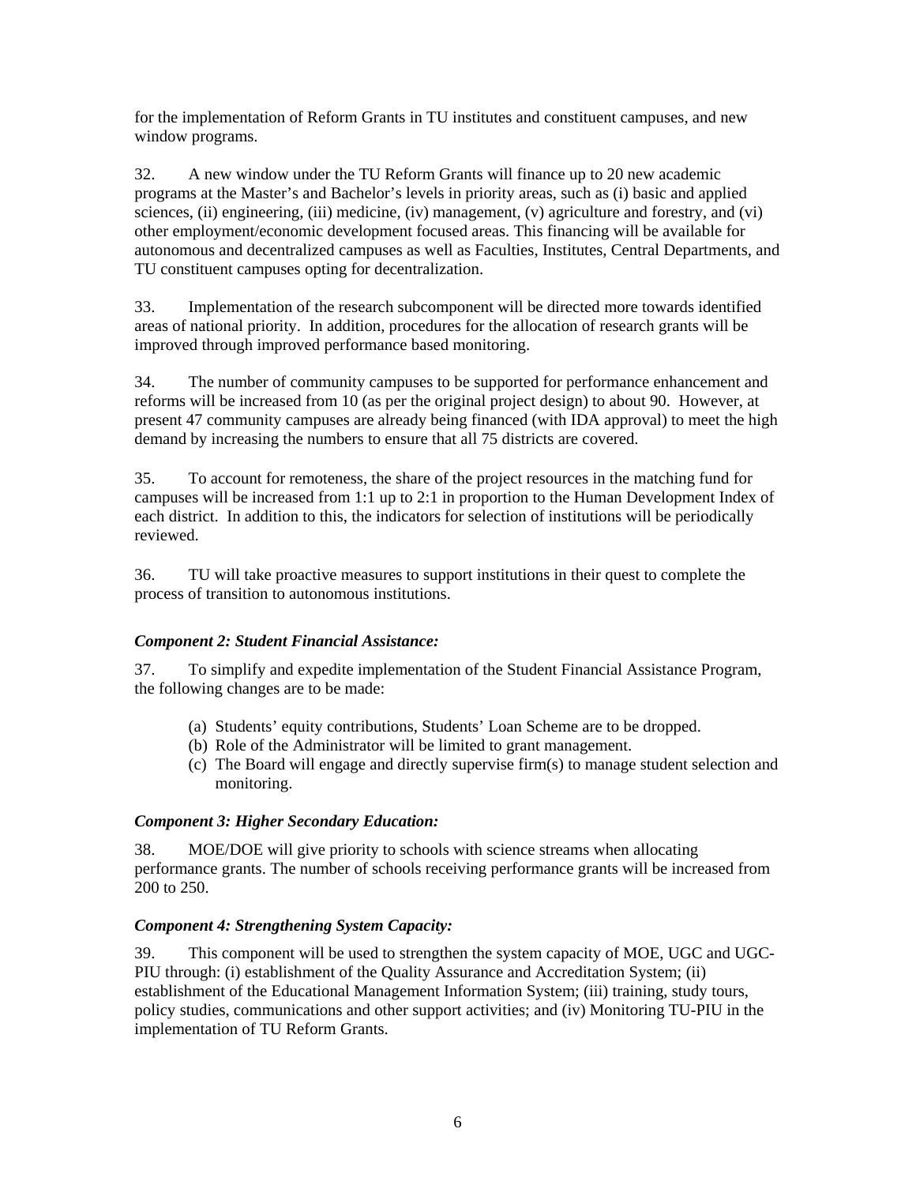for the implementation of Reform Grants in TU institutes and constituent campuses, and new window programs.

32. A new window under the TU Reform Grants will finance up to 20 new academic programs at the Master's and Bachelor's levels in priority areas, such as (i) basic and applied sciences, (ii) engineering, (iii) medicine, (iv) management, (v) agriculture and forestry, and (vi) other employment/economic development focused areas. This financing will be available for autonomous and decentralized campuses as well as Faculties, Institutes, Central Departments, and TU constituent campuses opting for decentralization.

33. Implementation of the research subcomponent will be directed more towards identified areas of national priority. In addition, procedures for the allocation of research grants will be improved through improved performance based monitoring.

34. The number of community campuses to be supported for performance enhancement and reforms will be increased from 10 (as per the original project design) to about 90. However, at present 47 community campuses are already being financed (with IDA approval) to meet the high demand by increasing the numbers to ensure that all 75 districts are covered.

35. To account for remoteness, the share of the project resources in the matching fund for campuses will be increased from 1:1 up to 2:1 in proportion to the Human Development Index of each district. In addition to this, the indicators for selection of institutions will be periodically reviewed.

36. TU will take proactive measures to support institutions in their quest to complete the process of transition to autonomous institutions.

***Component 2: Student Financial Assistance:***

37. To simplify and expedite implementation of the Student Financial Assistance Program, the following changes are to be made:

(a) Students' equity contributions, Students' Loan Scheme are to be dropped.
(b) Role of the Administrator will be limited to grant management.
(c) The Board will engage and directly supervise firm(s) to manage student selection and monitoring.

***Component 3: Higher Secondary Education:***

38. MOE/DOE will give priority to schools with science streams when allocating performance grants. The number of schools receiving performance grants will be increased from 200 to 250.

***Component 4: Strengthening System Capacity:***

39. This component will be used to strengthen the system capacity of MOE, UGC and UGC-PIU through: (i) establishment of the Quality Assurance and Accreditation System; (ii) establishment of the Educational Management Information System; (iii) training, study tours, policy studies, communications and other support activities; and (iv) Monitoring TU-PIU in the implementation of TU Reform Grants.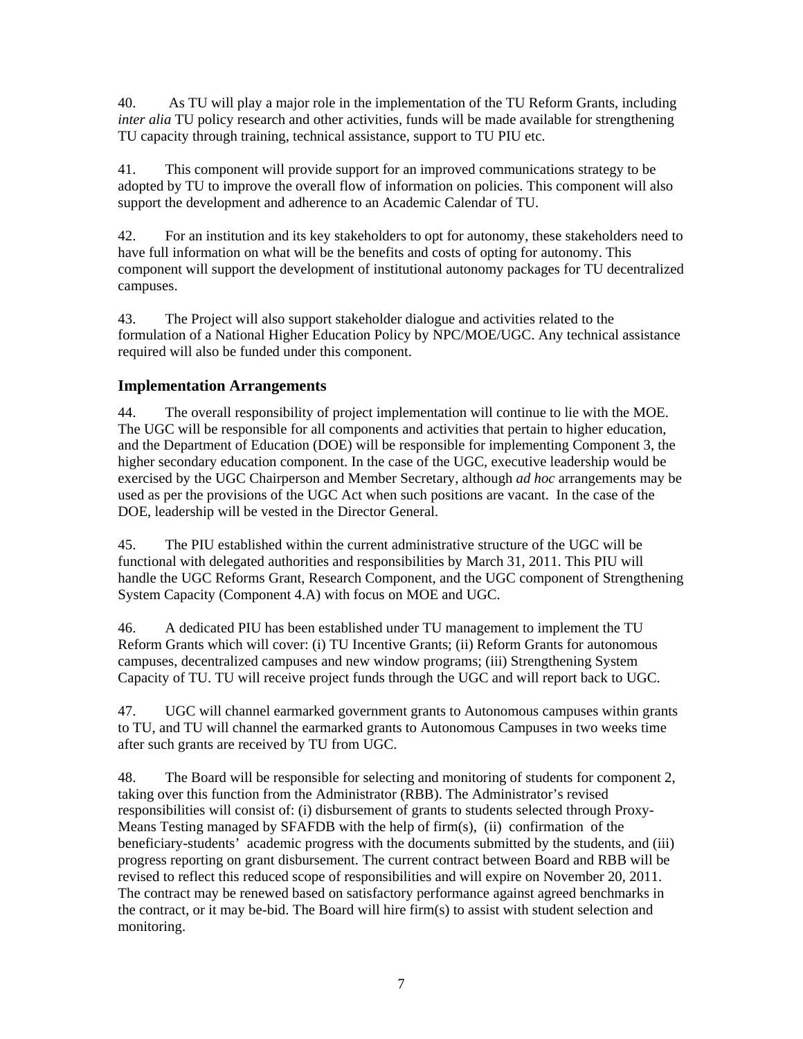40. As TU will play a major role in the implementation of the TU Reform Grants, including *inter alia* TU policy research and other activities, funds will be made available for strengthening TU capacity through training, technical assistance, support to TU PIU etc.

41. This component will provide support for an improved communications strategy to be adopted by TU to improve the overall flow of information on policies. This component will also support the development and adherence to an Academic Calendar of TU.

42. For an institution and its key stakeholders to opt for autonomy, these stakeholders need to have full information on what will be the benefits and costs of opting for autonomy. This component will support the development of institutional autonomy packages for TU decentralized campuses.

43. The Project will also support stakeholder dialogue and activities related to the formulation of a National Higher Education Policy by NPC/MOE/UGC. Any technical assistance required will also be funded under this component.

### Implementation Arrangements

44. The overall responsibility of project implementation will continue to lie with the MOE. The UGC will be responsible for all components and activities that pertain to higher education, and the Department of Education (DOE) will be responsible for implementing Component 3, the higher secondary education component. In the case of the UGC, executive leadership would be exercised by the UGC Chairperson and Member Secretary, although *ad hoc* arrangements may be used as per the provisions of the UGC Act when such positions are vacant. In the case of the DOE, leadership will be vested in the Director General.

45. The PIU established within the current administrative structure of the UGC will be functional with delegated authorities and responsibilities by March 31, 2011. This PIU will handle the UGC Reforms Grant, Research Component, and the UGC component of Strengthening System Capacity (Component 4.A) with focus on MOE and UGC.

46. A dedicated PIU has been established under TU management to implement the TU Reform Grants which will cover: (i) TU Incentive Grants; (ii) Reform Grants for autonomous campuses, decentralized campuses and new window programs; (iii) Strengthening System Capacity of TU. TU will receive project funds through the UGC and will report back to UGC.

47. UGC will channel earmarked government grants to Autonomous campuses within grants to TU, and TU will channel the earmarked grants to Autonomous Campuses in two weeks time after such grants are received by TU from UGC.

48. The Board will be responsible for selecting and monitoring of students for component 2, taking over this function from the Administrator (RBB). The Administrator's revised responsibilities will consist of: (i) disbursement of grants to students selected through Proxy-Means Testing managed by SFAFDB with the help of firm(s), (ii) confirmation of the beneficiary-students' academic progress with the documents submitted by the students, and (iii) progress reporting on grant disbursement. The current contract between Board and RBB will be revised to reflect this reduced scope of responsibilities and will expire on November 20, 2011. The contract may be renewed based on satisfactory performance against agreed benchmarks in the contract, or it may be-bid. The Board will hire firm(s) to assist with student selection and monitoring.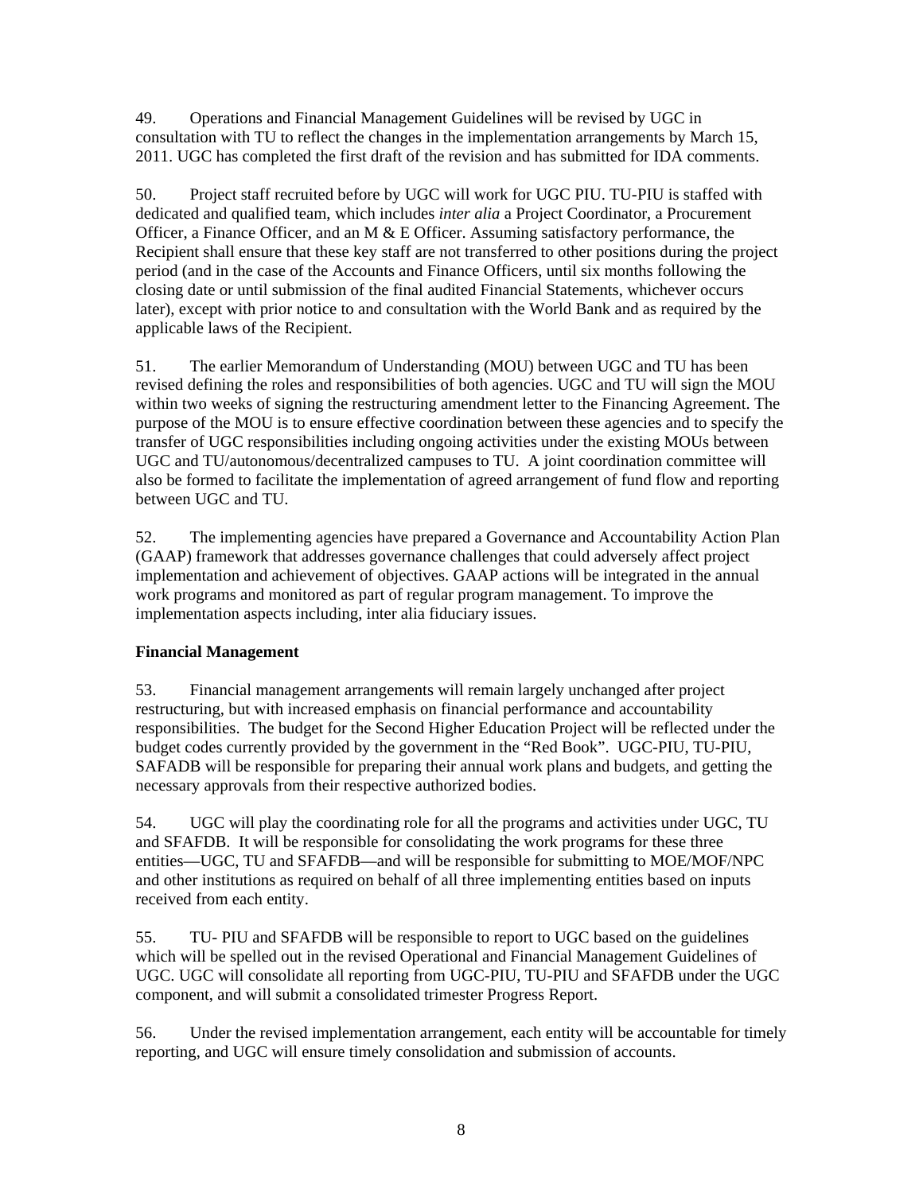49. Operations and Financial Management Guidelines will be revised by UGC in consultation with TU to reflect the changes in the implementation arrangements by March 15, 2011. UGC has completed the first draft of the revision and has submitted for IDA comments.

50. Project staff recruited before by UGC will work for UGC PIU. TU-PIU is staffed with dedicated and qualified team, which includes *inter alia* a Project Coordinator, a Procurement Officer, a Finance Officer, and an M & E Officer. Assuming satisfactory performance, the Recipient shall ensure that these key staff are not transferred to other positions during the project period (and in the case of the Accounts and Finance Officers, until six months following the closing date or until submission of the final audited Financial Statements, whichever occurs later), except with prior notice to and consultation with the World Bank and as required by the applicable laws of the Recipient.

51. The earlier Memorandum of Understanding (MOU) between UGC and TU has been revised defining the roles and responsibilities of both agencies. UGC and TU will sign the MOU within two weeks of signing the restructuring amendment letter to the Financing Agreement. The purpose of the MOU is to ensure effective coordination between these agencies and to specify the transfer of UGC responsibilities including ongoing activities under the existing MOUs between UGC and TU/autonomous/decentralized campuses to TU. A joint coordination committee will also be formed to facilitate the implementation of agreed arrangement of fund flow and reporting between UGC and TU.

52. The implementing agencies have prepared a Governance and Accountability Action Plan (GAAP) framework that addresses governance challenges that could adversely affect project implementation and achievement of objectives. GAAP actions will be integrated in the annual work programs and monitored as part of regular program management. To improve the implementation aspects including, inter alia fiduciary issues.

**Financial Management**

53. Financial management arrangements will remain largely unchanged after project restructuring, but with increased emphasis on financial performance and accountability responsibilities. The budget for the Second Higher Education Project will be reflected under the budget codes currently provided by the government in the "Red Book". UGC-PIU, TU-PIU, SAFADB will be responsible for preparing their annual work plans and budgets, and getting the necessary approvals from their respective authorized bodies.

54. UGC will play the coordinating role for all the programs and activities under UGC, TU and SFAFDB. It will be responsible for consolidating the work programs for these three entities—UGC, TU and SFAFDB—and will be responsible for submitting to MOE/MOF/NPC and other institutions as required on behalf of all three implementing entities based on inputs received from each entity.

55. TU- PIU and SFAFDB will be responsible to report to UGC based on the guidelines which will be spelled out in the revised Operational and Financial Management Guidelines of UGC. UGC will consolidate all reporting from UGC-PIU, TU-PIU and SFAFDB under the UGC component, and will submit a consolidated trimester Progress Report.

56. Under the revised implementation arrangement, each entity will be accountable for timely reporting, and UGC will ensure timely consolidation and submission of accounts.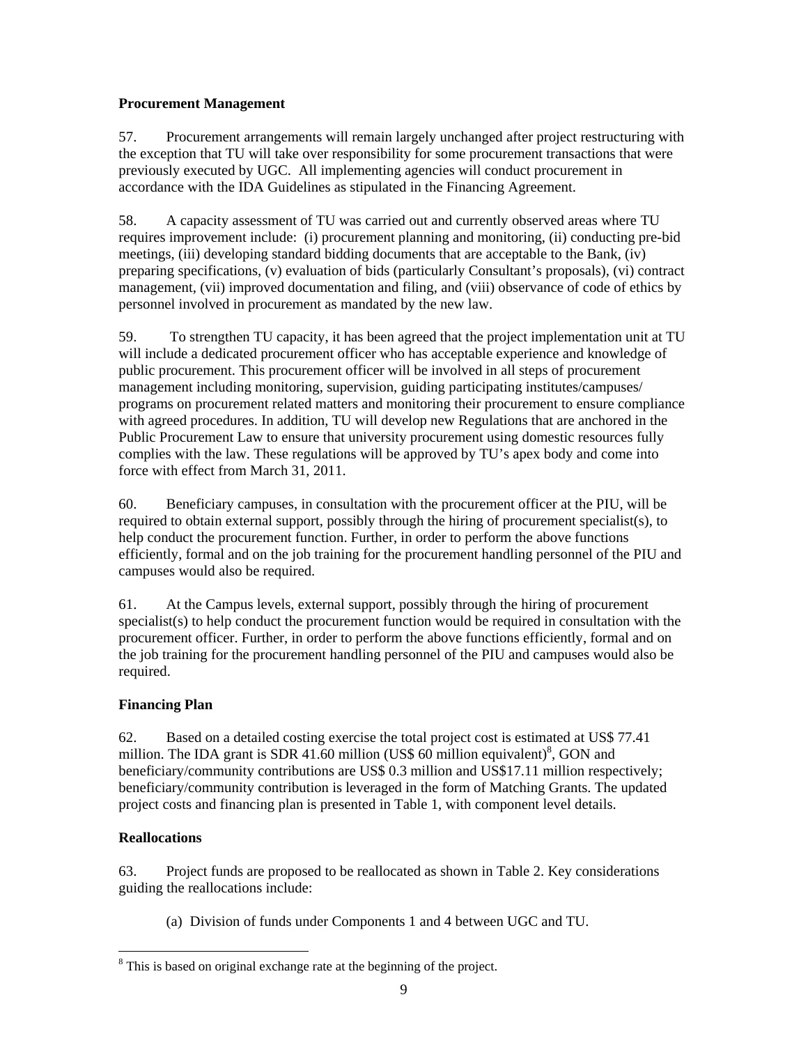**Procurement Management**

57. Procurement arrangements will remain largely unchanged after project restructuring with the exception that TU will take over responsibility for some procurement transactions that were previously executed by UGC. All implementing agencies will conduct procurement in accordance with the IDA Guidelines as stipulated in the Financing Agreement.

58. A capacity assessment of TU was carried out and currently observed areas where TU requires improvement include: (i) procurement planning and monitoring, (ii) conducting pre-bid meetings, (iii) developing standard bidding documents that are acceptable to the Bank, (iv) preparing specifications, (v) evaluation of bids (particularly Consultant's proposals), (vi) contract management, (vii) improved documentation and filing, and (viii) observance of code of ethics by personnel involved in procurement as mandated by the new law.

59. To strengthen TU capacity, it has been agreed that the project implementation unit at TU will include a dedicated procurement officer who has acceptable experience and knowledge of public procurement. This procurement officer will be involved in all steps of procurement management including monitoring, supervision, guiding participating institutes/campuses/ programs on procurement related matters and monitoring their procurement to ensure compliance with agreed procedures. In addition, TU will develop new Regulations that are anchored in the Public Procurement Law to ensure that university procurement using domestic resources fully complies with the law. These regulations will be approved by TU's apex body and come into force with effect from March 31, 2011.

60. Beneficiary campuses, in consultation with the procurement officer at the PIU, will be required to obtain external support, possibly through the hiring of procurement specialist(s), to help conduct the procurement function. Further, in order to perform the above functions efficiently, formal and on the job training for the procurement handling personnel of the PIU and campuses would also be required.

61. At the Campus levels, external support, possibly through the hiring of procurement specialist(s) to help conduct the procurement function would be required in consultation with the procurement officer. Further, in order to perform the above functions efficiently, formal and on the job training for the procurement handling personnel of the PIU and campuses would also be required.

**Financing Plan**

62. Based on a detailed costing exercise the total project cost is estimated at US$ 77.41 million. The IDA grant is SDR 41.60 million (US$ 60 million equivalent)[8], GON and beneficiary/community contributions are US$ 0.3 million and US$17.11 million respectively; beneficiary/community contribution is leveraged in the form of Matching Grants. The updated project costs and financing plan is presented in Table 1, with component level details.

**Reallocations**

63. Project funds are proposed to be reallocated as shown in Table 2. Key considerations guiding the reallocations include:

(a) Division of funds under Components 1 and 4 between UGC and TU.

[8] This is based on original exchange rate at the beginning of the project.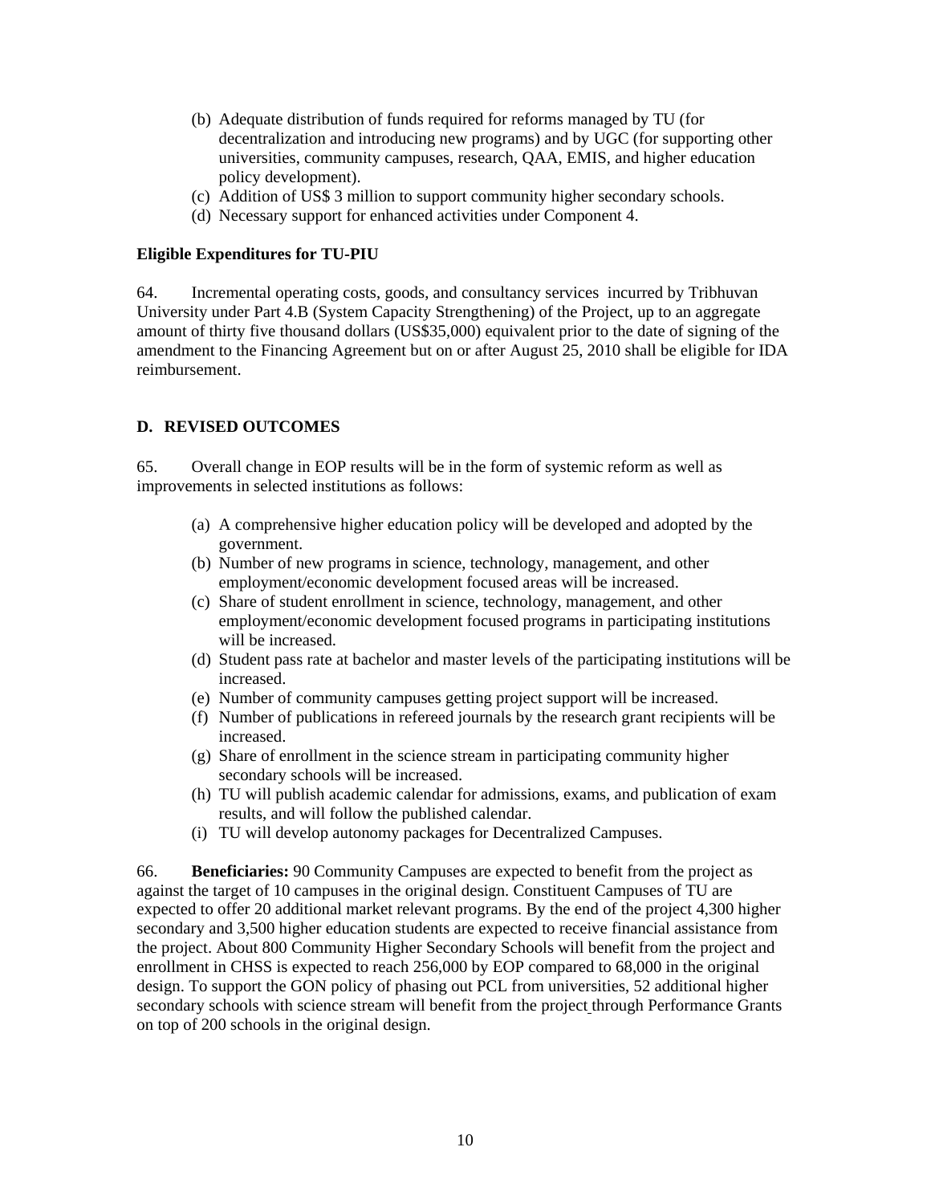(b) Adequate distribution of funds required for reforms managed by TU (for decentralization and introducing new programs) and by UGC (for supporting other universities, community campuses, research, QAA, EMIS, and higher education policy development).
(c) Addition of US$ 3 million to support community higher secondary schools.
(d) Necessary support for enhanced activities under Component 4.

**Eligible Expenditures for TU-PIU**

64. Incremental operating costs, goods, and consultancy services incurred by Tribhuvan University under Part 4.B (System Capacity Strengthening) of the Project, up to an aggregate amount of thirty five thousand dollars (US$35,000) equivalent prior to the date of signing of the amendment to the Financing Agreement but on or after August 25, 2010 shall be eligible for IDA reimbursement.

## D. REVISED OUTCOMES

65. Overall change in EOP results will be in the form of systemic reform as well as improvements in selected institutions as follows:

(a) A comprehensive higher education policy will be developed and adopted by the government.
(b) Number of new programs in science, technology, management, and other employment/economic development focused areas will be increased.
(c) Share of student enrollment in science, technology, management, and other employment/economic development focused programs in participating institutions will be increased.
(d) Student pass rate at bachelor and master levels of the participating institutions will be increased.
(e) Number of community campuses getting project support will be increased.
(f) Number of publications in refereed journals by the research grant recipients will be increased.
(g) Share of enrollment in the science stream in participating community higher secondary schools will be increased.
(h) TU will publish academic calendar for admissions, exams, and publication of exam results, and will follow the published calendar.
(i) TU will develop autonomy packages for Decentralized Campuses.

66. **Beneficiaries:** 90 Community Campuses are expected to benefit from the project as against the target of 10 campuses in the original design. Constituent Campuses of TU are expected to offer 20 additional market relevant programs. By the end of the project 4,300 higher secondary and 3,500 higher education students are expected to receive financial assistance from the project. About 800 Community Higher Secondary Schools will benefit from the project and enrollment in CHSS is expected to reach 256,000 by EOP compared to 68,000 in the original design. To support the GON policy of phasing out PCL from universities, 52 additional higher secondary schools with science stream will benefit from the project through Performance Grants on top of 200 schools in the original design.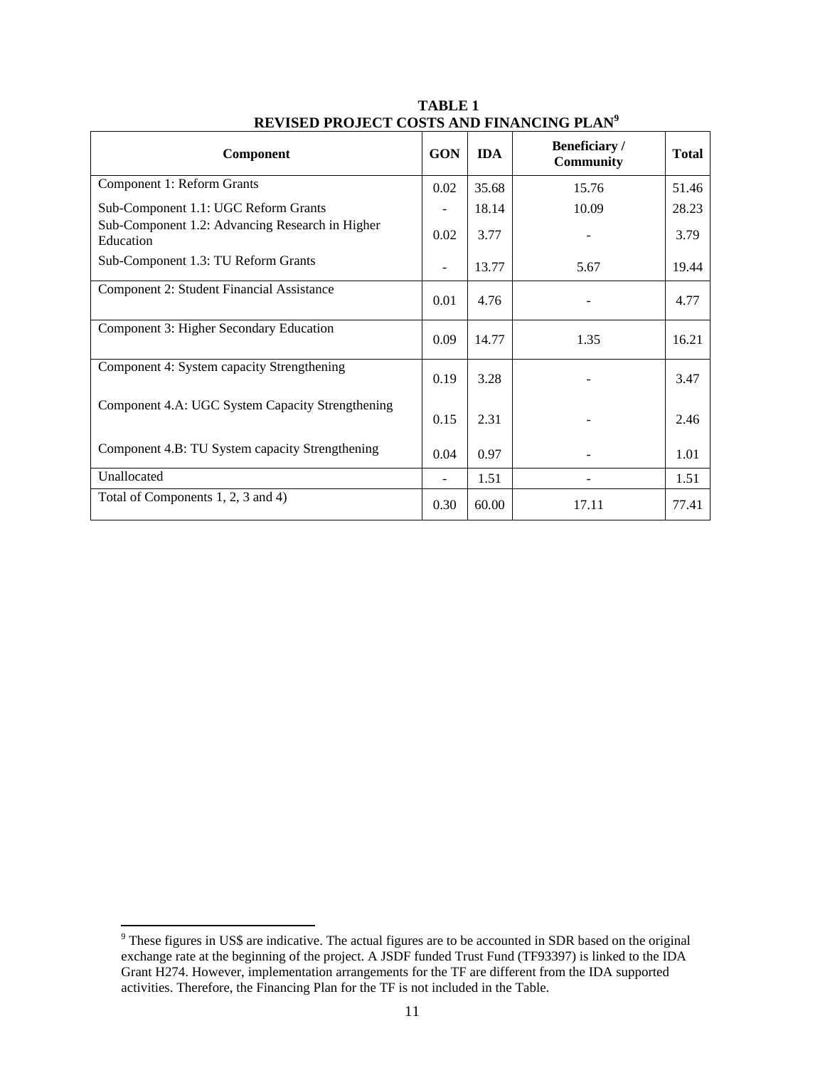**TABLE 1**
**REVISED PROJECT COSTS AND FINANCING PLAN[9]**

| Component | GON | IDA | Beneficiary / Community | Total |
|---|---|---|---|---|
| Component 1: Reform Grants | 0.02 | 35.68 | 15.76 | 51.46 |
| Sub-Component 1.1: UGC Reform Grants | - | 18.14 | 10.09 | 28.23 |
| Sub-Component 1.2: Advancing Research in Higher Education | 0.02 | 3.77 | - | 3.79 |
| Sub-Component 1.3: TU Reform Grants | - | 13.77 | 5.67 | 19.44 |
| Component 2: Student Financial Assistance | 0.01 | 4.76 | - | 4.77 |
| Component 3: Higher Secondary Education | 0.09 | 14.77 | 1.35 | 16.21 |
| Component 4: System capacity Strengthening | 0.19 | 3.28 | - | 3.47 |
| Component 4.A: UGC System Capacity Strengthening | 0.15 | 2.31 | - | 2.46 |
| Component 4.B: TU System capacity Strengthening | 0.04 | 0.97 | - | 1.01 |
| Unallocated | - | 1.51 | - | 1.51 |
| Total of Components 1, 2, 3 and 4) | 0.30 | 60.00 | 17.11 | 77.41 |

[9] These figures in US$ are indicative. The actual figures are to be accounted in SDR based on the original exchange rate at the beginning of the project. A JSDF funded Trust Fund (TF93397) is linked to the IDA Grant H274. However, implementation arrangements for the TF are different from the IDA supported activities. Therefore, the Financing Plan for the TF is not included in the Table.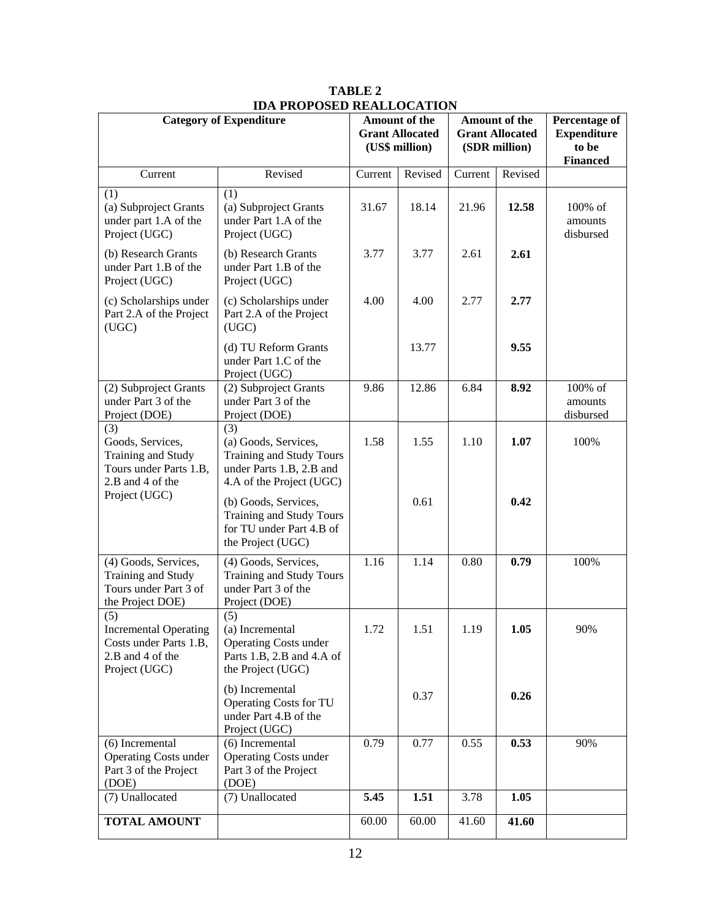**TABLE 2**
**IDA PROPOSED REALLOCATION**

| Category of Expenditure | | Amount of the Grant Allocated (US$ million) | | Amount of the Grant Allocated (SDR million) | | Percentage of Expenditure to be Financed |
|---|---|---|---|---|---|---|
| Current | Revised | Current | Revised | Current | Revised | |
| (1)<br>(a) Subproject Grants under part 1.A of the Project (UGC) | (1)<br>(a) Subproject Grants under Part 1.A of the Project (UGC) | 31.67 | 18.14 | 21.96 | **12.58** | 100% of amounts disbursed |
| (b) Research Grants under Part 1.B of the Project (UGC) | (b) Research Grants under Part 1.B of the Project (UGC) | 3.77 | 3.77 | 2.61 | **2.61** | |
| (c) Scholarships under Part 2.A of the Project (UGC) | (c) Scholarships under Part 2.A of the Project (UGC) | 4.00 | 4.00 | 2.77 | **2.77** | |
| | (d) TU Reform Grants under Part 1.C of the Project (UGC) | | 13.77 | | **9.55** | |
| (2) Subproject Grants under Part 3 of the Project (DOE) | (2) Subproject Grants under Part 3 of the Project (DOE) | 9.86 | 12.86 | 6.84 | **8.92** | 100% of amounts disbursed |
| (3)<br>Goods, Services, Training and Study Tours under Parts 1.B, 2.B and 4 of the Project (UGC) | (3)<br>(a) Goods, Services, Training and Study Tours under Parts 1.B, 2.B and 4.A of the Project (UGC) | 1.58 | 1.55 | 1.10 | **1.07** | 100% |
| | (b) Goods, Services, Training and Study Tours for TU under Part 4.B of the Project (UGC) | | 0.61 | | **0.42** | |
| (4) Goods, Services, Training and Study Tours under Part 3 of the Project DOE) | (4) Goods, Services, Training and Study Tours under Part 3 of the Project (DOE) | 1.16 | 1.14 | 0.80 | **0.79** | 100% |
| (5)<br>Incremental Operating Costs under Parts 1.B, 2.B and 4 of the Project (UGC) | (5)<br>(a) Incremental Operating Costs under Parts 1.B, 2.B and 4.A of the Project (UGC) | 1.72 | 1.51 | 1.19 | **1.05** | 90% |
| | (b) Incremental Operating Costs for TU under Part 4.B of the Project (UGC) | | 0.37 | | **0.26** | |
| (6) Incremental Operating Costs under Part 3 of the Project (DOE) | (6) Incremental Operating Costs under Part 3 of the Project (DOE) | 0.79 | 0.77 | 0.55 | **0.53** | 90% |
| (7) Unallocated | (7) Unallocated | **5.45** | **1.51** | 3.78 | **1.05** | |
| **TOTAL AMOUNT** | | 60.00 | 60.00 | 41.60 | **41.60** | |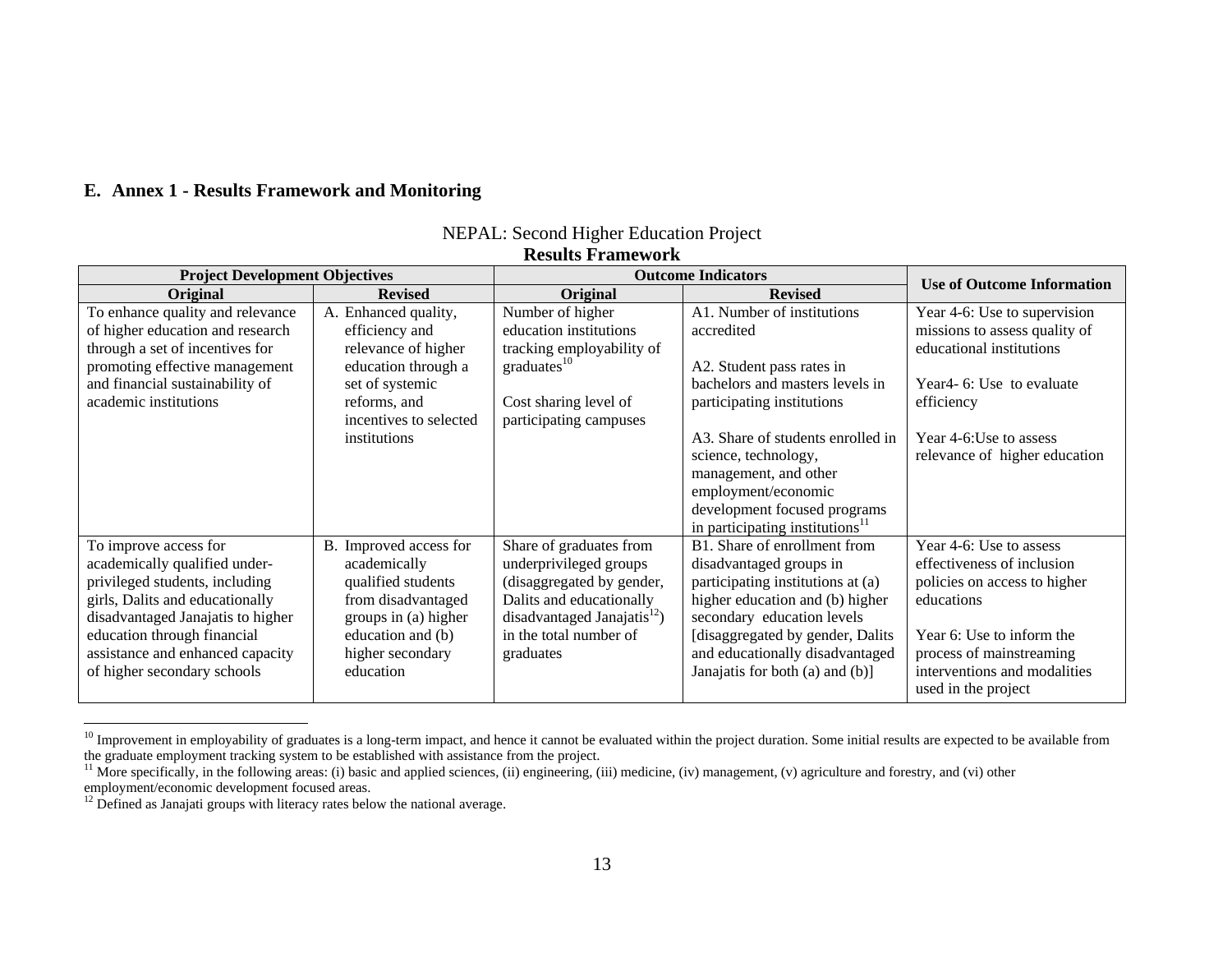## E. Annex 1 - Results Framework and Monitoring

NEPAL: Second Higher Education Project

**Results Framework**

| Project Development Objectives | | Outcome Indicators | | Use of Outcome Information |
|---|---|---|---|---|
| **Original** | **Revised** | **Original** | **Revised** | |
| To enhance quality and relevance of higher education and research through a set of incentives for promoting effective management and financial sustainability of academic institutions | A. Enhanced quality, efficiency and relevance of higher education through a set of systemic reforms, and incentives to selected institutions | Number of higher education institutions tracking employability of graduates[10]<br><br>Cost sharing level of participating campuses | A1. Number of institutions accredited<br><br>A2. Student pass rates in bachelors and masters levels in participating institutions<br><br>A3. Share of students enrolled in science, technology, management, and other employment/economic development focused programs in participating institutions[11] | Year 4-6: Use to supervision missions to assess quality of educational institutions<br><br>Year4- 6: Use to evaluate efficiency<br><br>Year 4-6:Use to assess relevance of higher education |
| To improve access for academically qualified under-privileged students, including girls, Dalits and educationally disadvantaged Janajatis to higher education through financial assistance and enhanced capacity of higher secondary schools | B. Improved access for academically qualified students from disadvantaged groups in (a) higher education and (b) higher secondary education | Share of graduates from underprivileged groups (disaggregated by gender, Dalits and educationally disadvantaged Janajatis[12]) in the total number of graduates | B1. Share of enrollment from disadvantaged groups in participating institutions at (a) higher education and (b) higher secondary education levels [disaggregated by gender, Dalits and educationally disadvantaged Janajatis for both (a) and (b)] | Year 4-6: Use to assess effectiveness of inclusion policies on access to higher educations<br><br>Year 6: Use to inform the process of mainstreaming interventions and modalities used in the project |

[10] Improvement in employability of graduates is a long-term impact, and hence it cannot be evaluated within the project duration. Some initial results are expected to be available from the graduate employment tracking system to be established with assistance from the project.

[11] More specifically, in the following areas: (i) basic and applied sciences, (ii) engineering, (iii) medicine, (iv) management, (v) agriculture and forestry, and (vi) other employment/economic development focused areas.

[12] Defined as Janajati groups with literacy rates below the national average.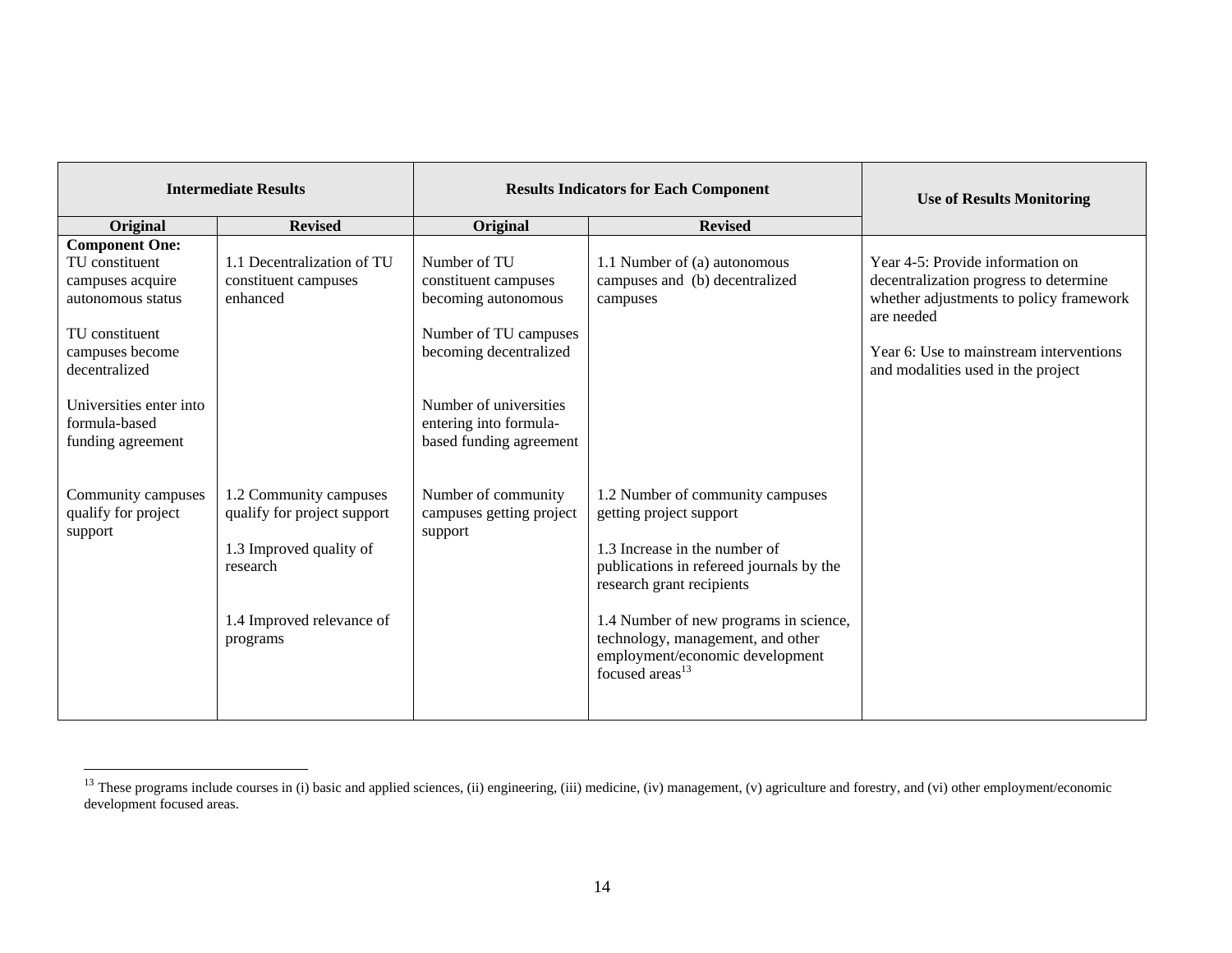| Intermediate Results | | Results Indicators for Each Component | | Use of Results Monitoring |
|---|---|---|---|---|
| **Original** | **Revised** | **Original** | **Revised** | |
| **Component One:**<br>TU constituent campuses acquire autonomous status<br><br>TU constituent campuses become decentralized<br><br>Universities enter into formula-based funding agreement | 1.1 Decentralization of TU constituent campuses enhanced | Number of TU constituent campuses becoming autonomous<br><br>Number of TU campuses becoming decentralized<br><br>Number of universities entering into formula-based funding agreement | 1.1 Number of (a) autonomous campuses and (b) decentralized campuses | Year 4-5: Provide information on decentralization progress to determine whether adjustments to policy framework are needed<br><br>Year 6: Use to mainstream interventions and modalities used in the project |
| Community campuses qualify for project support | 1.2 Community campuses qualify for project support<br><br>1.3 Improved quality of research<br><br>1.4 Improved relevance of programs | Number of community campuses getting project support | 1.2 Number of community campuses getting project support<br><br>1.3 Increase in the number of publications in refereed journals by the research grant recipients<br><br>1.4 Number of new programs in science, technology, management, and other employment/economic development focused areas[13] | |

[13] These programs include courses in (i) basic and applied sciences, (ii) engineering, (iii) medicine, (iv) management, (v) agriculture and forestry, and (vi) other employment/economic development focused areas.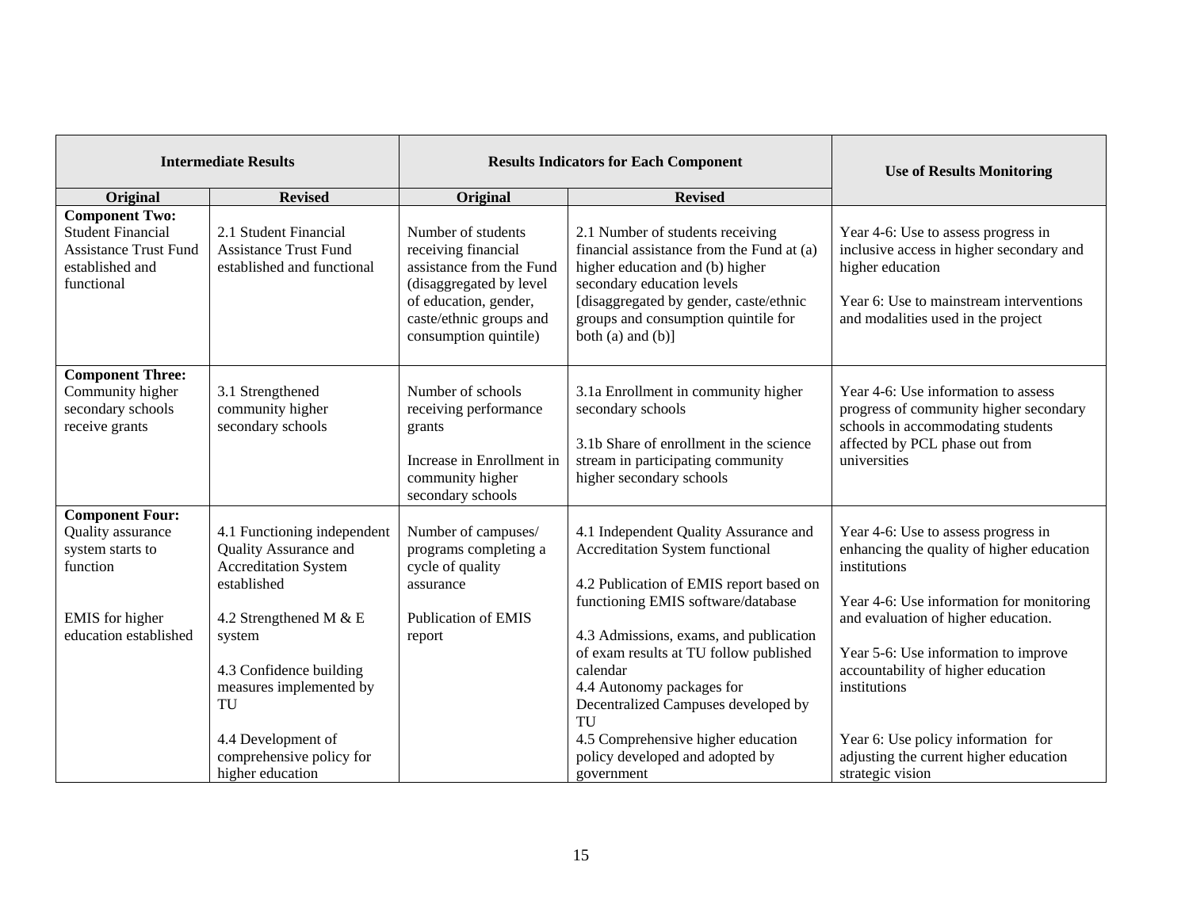| Intermediate Results | | Results Indicators for Each Component | | Use of Results Monitoring |
|---|---|---|---|---|
| Original | Revised | Original | Revised | |
| **Component Two:** Student Financial Assistance Trust Fund established and functional | 2.1 Student Financial Assistance Trust Fund established and functional | Number of students receiving financial assistance from the Fund (disaggregated by level of education, gender, caste/ethnic groups and consumption quintile) | 2.1 Number of students receiving financial assistance from the Fund at (a) higher education and (b) higher secondary education levels [disaggregated by gender, caste/ethnic groups and consumption quintile for both (a) and (b)] | Year 4-6: Use to assess progress in inclusive access in higher secondary and higher education<br><br>Year 6: Use to mainstream interventions and modalities used in the project |
| **Component Three:** Community higher secondary schools receive grants | 3.1 Strengthened community higher secondary schools | Number of schools receiving performance grants<br><br>Increase in Enrollment in community higher secondary schools | 3.1a Enrollment in community higher secondary schools<br><br>3.1b Share of enrollment in the science stream in participating community higher secondary schools | Year 4-6: Use information to assess progress of community higher secondary schools in accommodating students affected by PCL phase out from universities |
| **Component Four:** Quality assurance system starts to function<br><br>EMIS for higher education established | 4.1 Functioning independent Quality Assurance and Accreditation System established<br><br>4.2 Strengthened M & E system<br><br>4.3 Confidence building measures implemented by TU<br><br>4.4 Development of comprehensive policy for higher education | Number of campuses/ programs completing a cycle of quality assurance<br><br>Publication of EMIS report | 4.1 Independent Quality Assurance and Accreditation System functional<br><br>4.2 Publication of EMIS report based on functioning EMIS software/database<br><br>4.3 Admissions, exams, and publication of exam results at TU follow published calendar<br>4.4 Autonomy packages for Decentralized Campuses developed by TU<br>4.5 Comprehensive higher education policy developed and adopted by government | Year 4-6: Use to assess progress in enhancing the quality of higher education institutions<br><br>Year 4-6: Use information for monitoring and evaluation of higher education.<br><br>Year 5-6: Use information to improve accountability of higher education institutions<br><br>Year 6: Use policy information for adjusting the current higher education strategic vision |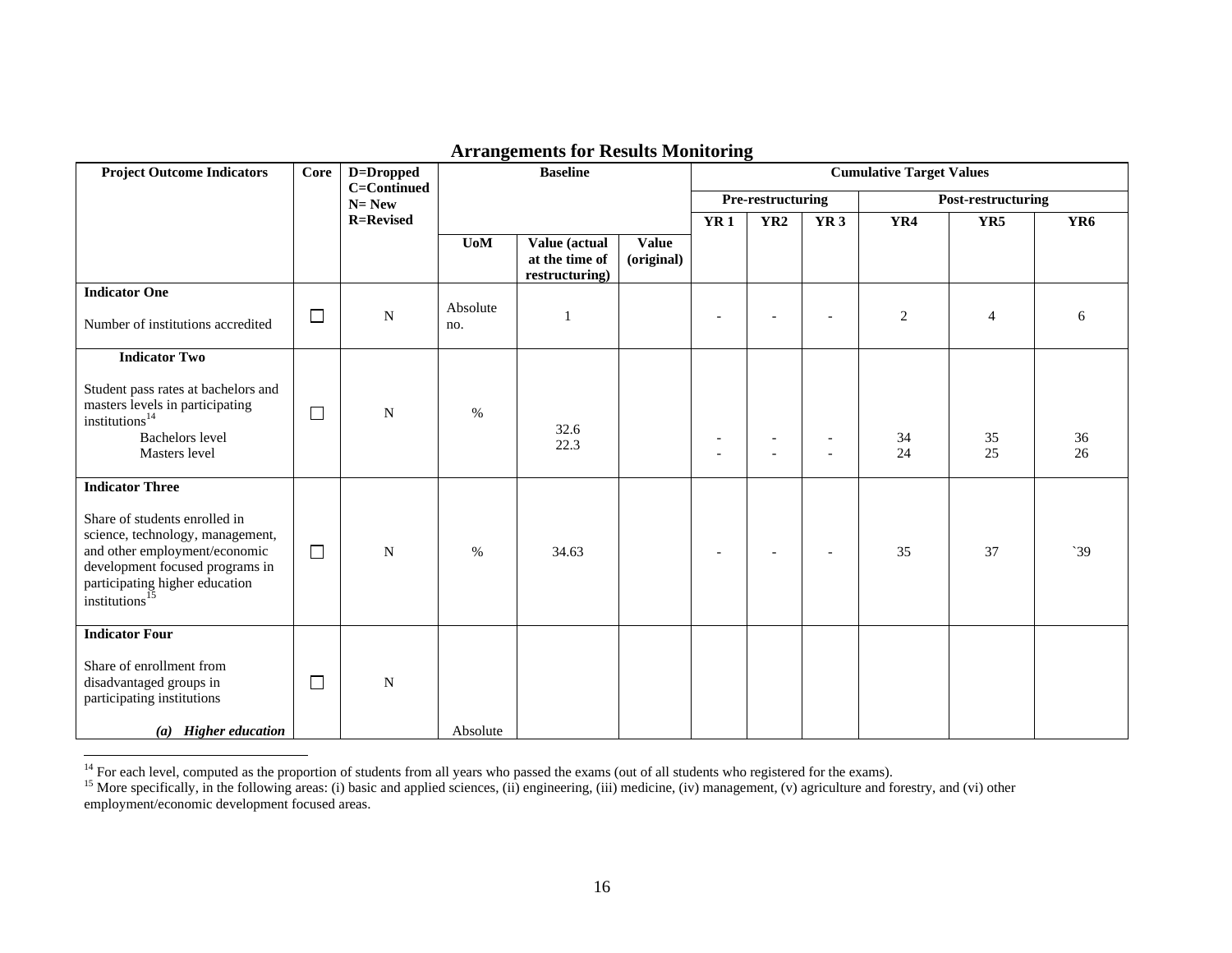## Arrangements for Results Monitoring

| Project Outcome Indicators | Core | D=Dropped C=Continued N= New R=Revised | Baseline | | | Cumulative Target Values | | | | | |
|---|---|---|---|---|---|---|---|---|---|---|---|
| | | | | | | Pre-restructuring | | | Post-restructuring | | |
| | | | | | | YR 1 | YR2 | YR 3 | YR4 | YR5 | YR6 |
| | | | UoM | Value (actual at the time of restructuring) | Value (original) | | | | | | |
| **Indicator One**<br><br>Number of institutions accredited | ☐ | N | Absolute no. | 1 | | - | - | - | 2 | 4 | 6 |
| **Indicator Two**<br><br>Student pass rates at bachelors and masters levels in participating institutions[14]<br>Bachelors level<br>Masters level | ☐ | N | % | 32.6<br>22.3 | | -<br>- | -<br>- | -<br>- | 34<br>24 | 35<br>25 | 36<br>26 |
| **Indicator Three**<br><br>Share of students enrolled in science, technology, management, and other employment/economic development focused programs in participating higher education institutions[15] | ☐ | N | % | 34.63 | | - | - | - | 35 | 37 | `39 |
| **Indicator Four**<br><br>Share of enrollment from disadvantaged groups in participating institutions<br><br>***(a) Higher education*** | ☐ | N | Absolute | | | | | | | | |

[14] For each level, computed as the proportion of students from all years who passed the exams (out of all students who registered for the exams).

[15] More specifically, in the following areas: (i) basic and applied sciences, (ii) engineering, (iii) medicine, (iv) management, (v) agriculture and forestry, and (vi) other employment/economic development focused areas.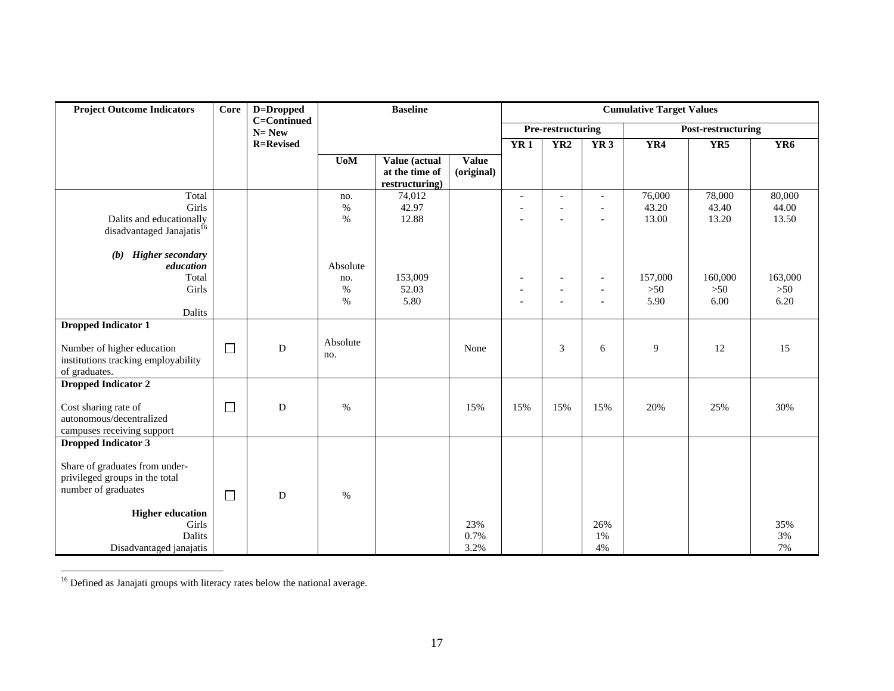| Project Outcome Indicators | Core | D=Dropped C=Continued N= New R=Revised | Baseline | | | Cumulative Target Values | | | | | |
|---|---|---|---|---|---|---|---|---|---|---|---|
| | | | | | | Pre-restructuring | | | Post-restructuring | | |
| | | | | | | YR 1 | YR2 | YR 3 | YR4 | YR5 | YR6 |
| | | | UoM | Value (actual at the time of restructuring) | Value (original) | | | | | | |
| Total | | | no. | 74,012 | | - | - | - | 76,000 | 78,000 | 80,000 |
| Girls | | | % | 42.97 | | - | - | - | 43.20 | 43.40 | 44.00 |
| Dalits and educationally disadvantaged Janajatis[16] | | | % | 12.88 | | - | - | - | 13.00 | 13.20 | 13.50 |
| ***(b) Higher secondary education*** | | | Absolute | | | | | | | | |
| Total | | | no. | 153,009 | | - | - | - | 157,000 | 160,000 | 163,000 |
| Girls | | | % | 52.03 | | - | - | - | >50 | >50 | >50 |
| Dalits | | | % | 5.80 | | - | - | - | 5.90 | 6.00 | 6.20 |
| **Dropped Indicator 1** Number of higher education institutions tracking employability of graduates. | ☐ | D | Absolute no. | | None | | 3 | 6 | 9 | 12 | 15 |
| **Dropped Indicator 2** Cost sharing rate of autonomous/decentralized campuses receiving support | ☐ | D | % | | 15% | 15% | 15% | 15% | 20% | 25% | 30% |
| **Dropped Indicator 3** Share of graduates from under-privileged groups in the total number of graduates | ☐ | D | % | | | | | | | | |
| **Higher education** | | | | | | | | | | | |
| Girls | | | | | 23% | | | 26% | | | 35% |
| Dalits | | | | | 0.7% | | | 1% | | | 3% |
| Disadvantaged janajatis | | | | | 3.2% | | | 4% | | | 7% |

[16] Defined as Janajati groups with literacy rates below the national average.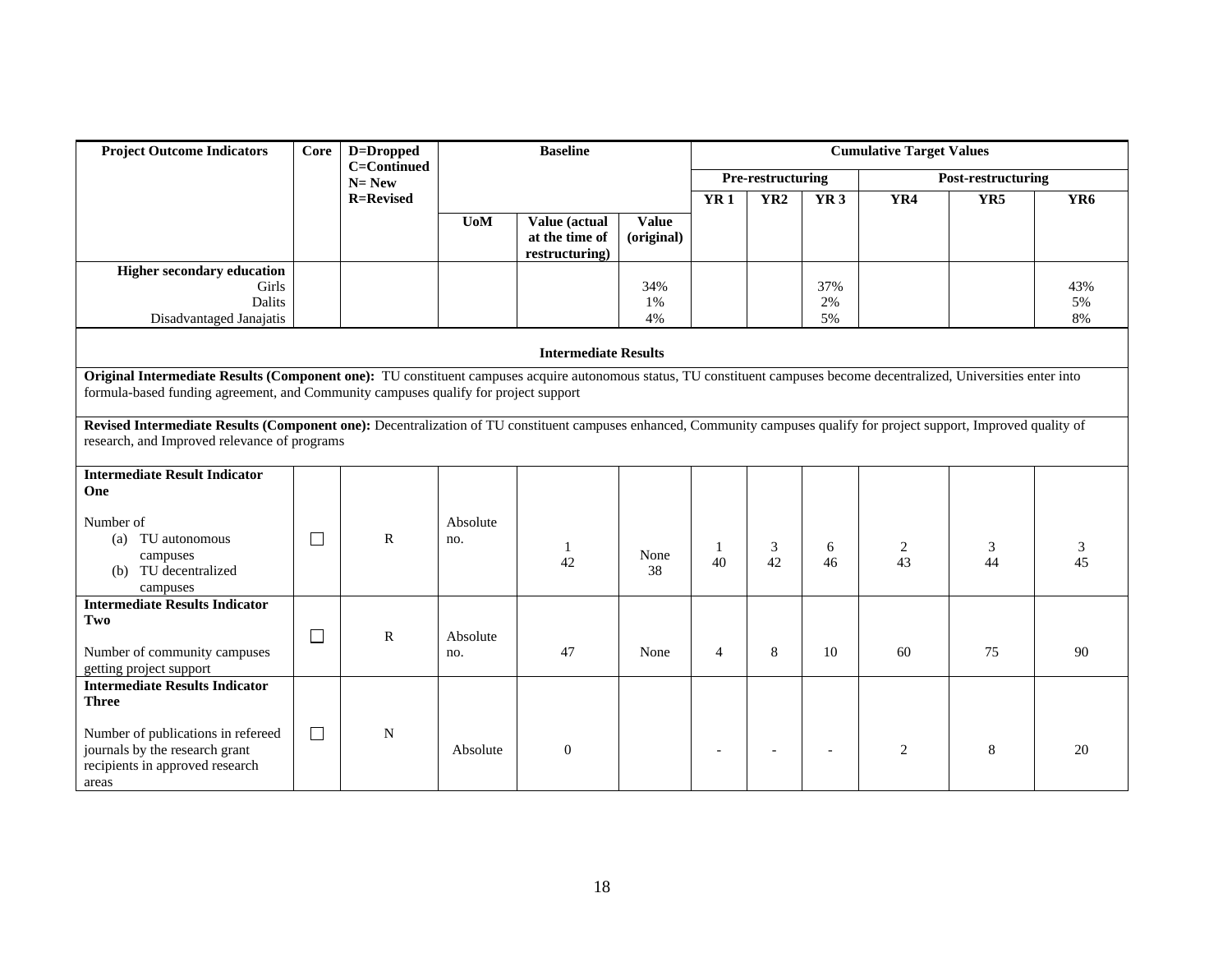| Project Outcome Indicators | Core | D=Dropped C=Continued N= New R=Revised | Baseline | | | Cumulative Target Values | | | | | |
|---|---|---|---|---|---|---|---|---|---|---|---|
| | | | | | | Pre-restructuring | | | Post-restructuring | | |
| | | | | | | YR 1 | YR2 | YR 3 | YR4 | YR5 | YR6 |
| | | | UoM | Value (actual at the time of restructuring) | Value (original) | | | | | | |
| **Higher secondary education**<br>Girls<br>Dalits<br>Disadvantaged Janajatis | | | | | 34%<br>1%<br>4% | | | 37%<br>2%<br>5% | | | 43%<br>5%<br>8% |

**Intermediate Results**

**Original Intermediate Results (Component one):** TU constituent campuses acquire autonomous status, TU constituent campuses become decentralized, Universities enter into formula-based funding agreement, and Community campuses qualify for project support

**Revised Intermediate Results (Component one):** Decentralization of TU constituent campuses enhanced, Community campuses qualify for project support, Improved quality of research, and Improved relevance of programs

| Indicator | Core | D/C/N/R | UoM | Value (actual at the time of restructuring) | Value (original) | YR 1 | YR2 | YR 3 | YR4 | YR5 | YR6 |
|---|---|---|---|---|---|---|---|---|---|---|---|
| **Intermediate Result Indicator One**<br><br>Number of<br>(a) TU autonomous campuses<br>(b) TU decentralized campuses | ☐ | R | Absolute no. | 1<br>42 | None<br>38 | 1<br>40 | 3<br>42 | 6<br>46 | 2<br>43 | 3<br>44 | 3<br>45 |
| **Intermediate Results Indicator Two**<br><br>Number of community campuses getting project support | ☐ | R | Absolute no. | 47 | None | 4 | 8 | 10 | 60 | 75 | 90 |
| **Intermediate Results Indicator Three**<br><br>Number of publications in refereed journals by the research grant recipients in approved research areas | ☐ | N | Absolute | 0 | | - | - | - | 2 | 8 | 20 |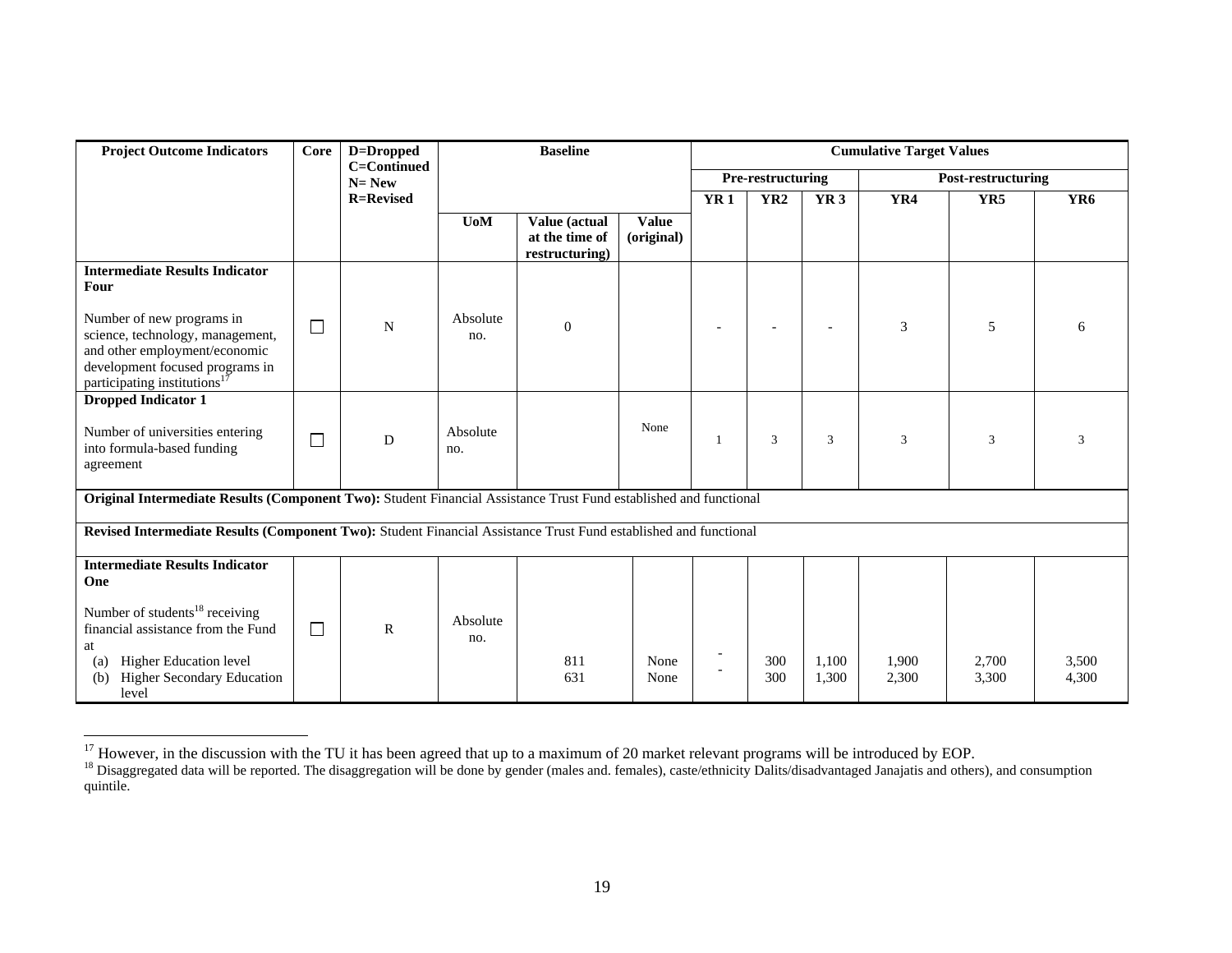| Project Outcome Indicators | Core | D=Dropped C=Continued N= New R=Revised | Baseline | | | Cumulative Target Values | | | | | |
|---|---|---|---|---|---|---|---|---|---|---|---|
| | | | | | | Pre-restructuring | | | Post-restructuring | | |
| | | | | | | YR 1 | YR2 | YR 3 | YR4 | YR5 | YR6 |
| | | | UoM | Value (actual at the time of restructuring) | Value (original) | | | | | | |
| **Intermediate Results Indicator Four**<br><br>Number of new programs in science, technology, management, and other employment/economic development focused programs in participating institutions[17] | ☐ | N | Absolute no. | 0 | | - | - | - | 3 | 5 | 6 |
| **Dropped Indicator 1**<br><br>Number of universities entering into formula-based funding agreement | ☐ | D | Absolute no. | | None | 1 | 3 | 3 | 3 | 3 | 3 |
| **Original Intermediate Results (Component Two):** Student Financial Assistance Trust Fund established and functional | | | | | | | | | | | |
| **Revised Intermediate Results (Component Two):** Student Financial Assistance Trust Fund established and functional | | | | | | | | | | | |
| **Intermediate Results Indicator One**<br><br>Number of students[18] receiving financial assistance from the Fund at<br>(a) Higher Education level<br>(b) Higher Secondary Education level | ☐ | R | Absolute no. | 811<br>631 | None<br>None | -<br>- | 300<br>300 | 1,100<br>1,300 | 1,900<br>2,300 | 2,700<br>3,300 | 3,500<br>4,300 |

[17] However, in the discussion with the TU it has been agreed that up to a maximum of 20 market relevant programs will be introduced by EOP.

[18] Disaggregated data will be reported. The disaggregation will be done by gender (males and. females), caste/ethnicity Dalits/disadvantaged Janajatis and others), and consumption quintile.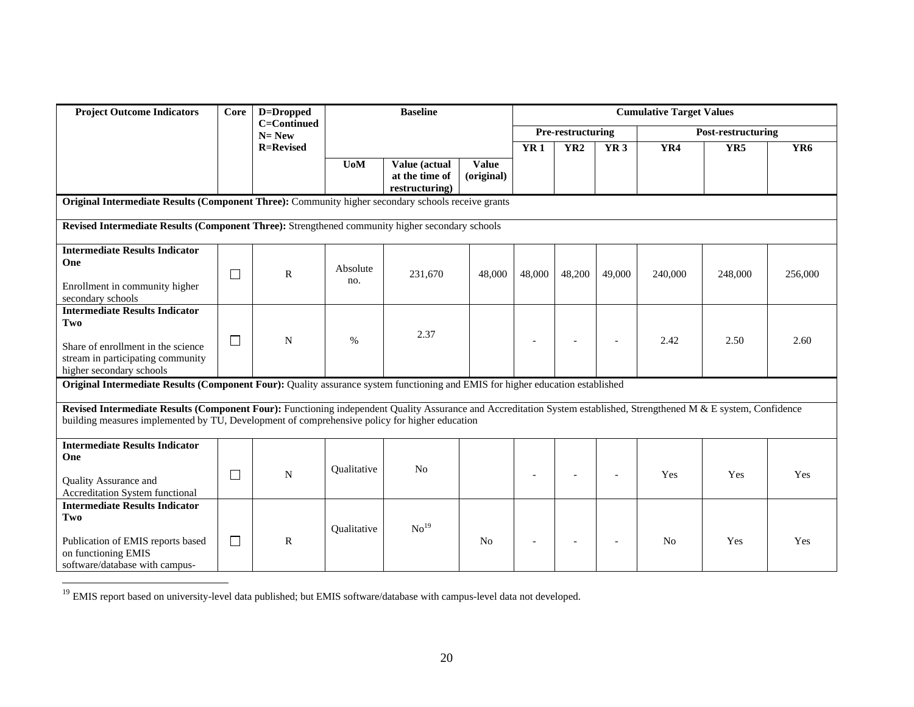| Project Outcome Indicators | Core | D=Dropped C=Continued N= New R=Revised | Baseline | | | Cumulative Target Values | | | | | |
|---|---|---|---|---|---|---|---|---|---|---|---|
| | | | | | | Pre-restructuring | | | Post-restructuring | | |
| | | | | | | YR 1 | YR2 | YR 3 | YR4 | YR5 | YR6 |
| | | | UoM | Value (actual at the time of restructuring) | Value (original) | | | | | | |
| **Original Intermediate Results (Component Three):** Community higher secondary schools receive grants | | | | | | | | | | | |
| **Revised Intermediate Results (Component Three):** Strengthened community higher secondary schools | | | | | | | | | | | |
| **Intermediate Results Indicator One** Enrollment in community higher secondary schools | ☐ | R | Absolute no. | 231,670 | 48,000 | 48,000 | 48,200 | 49,000 | 240,000 | 248,000 | 256,000 |
| **Intermediate Results Indicator Two** Share of enrollment in the science stream in participating community higher secondary schools | ☐ | N | % | 2.37 | | - | - | - | 2.42 | 2.50 | 2.60 |
| **Original Intermediate Results (Component Four):** Quality assurance system functioning and EMIS for higher education established | | | | | | | | | | | |
| **Revised Intermediate Results (Component Four):** Functioning independent Quality Assurance and Accreditation System established, Strengthened M & E system, Confidence building measures implemented by TU, Development of comprehensive policy for higher education | | | | | | | | | | | |
| **Intermediate Results Indicator One** Quality Assurance and Accreditation System functional | ☐ | N | Qualitative | No | | - | - | - | Yes | Yes | Yes |
| **Intermediate Results Indicator Two** Publication of EMIS reports based on functioning EMIS software/database with campus- | ☐ | R | Qualitative | No[19] | No | - | - | - | No | Yes | Yes |

[19] EMIS report based on university-level data published; but EMIS software/database with campus-level data not developed.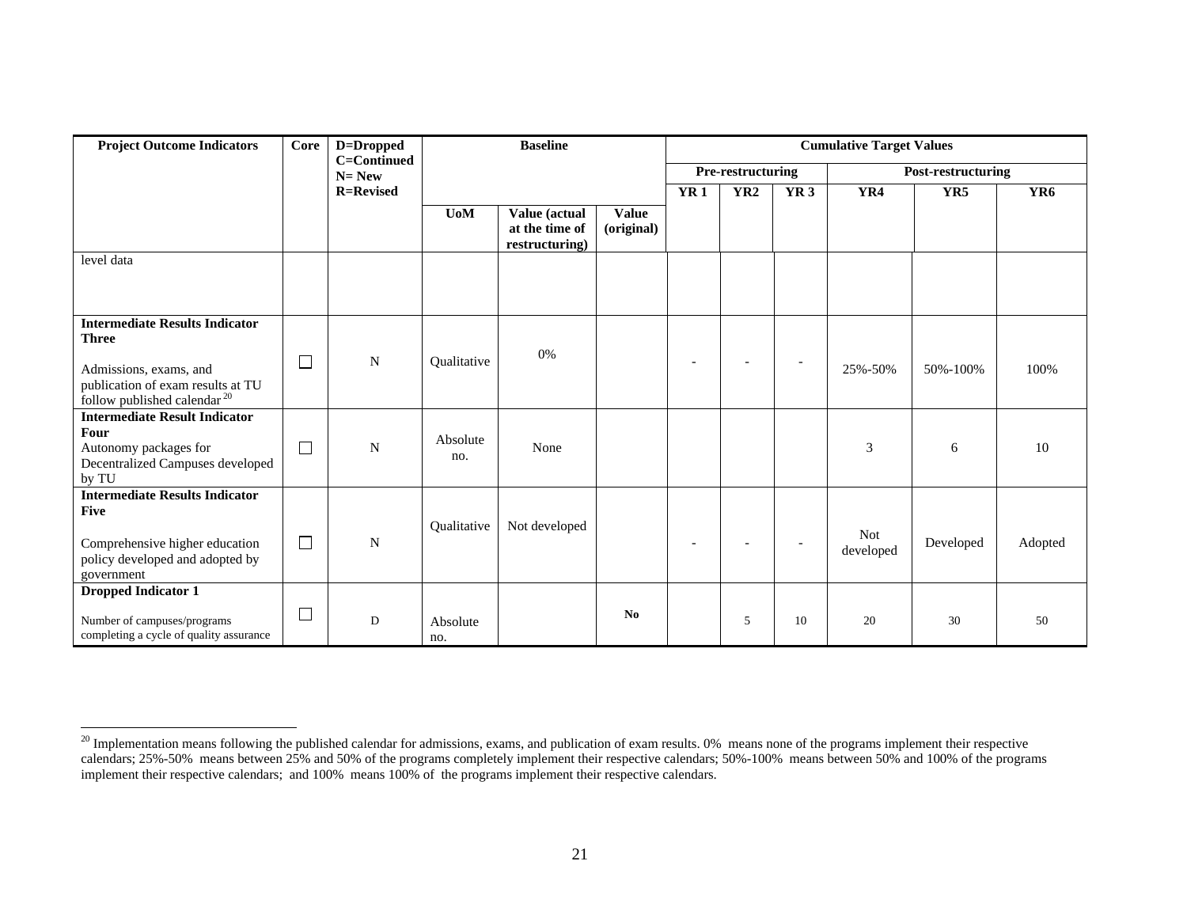| Project Outcome Indicators | Core | D=Dropped C=Continued N= New R=Revised | Baseline | | | Cumulative Target Values | | | | | |
|---|---|---|---|---|---|---|---|---|---|---|---|
| | | | | | | Pre-restructuring | | | Post-restructuring | | |
| | | | | | | YR 1 | YR2 | YR 3 | YR4 | YR5 | YR6 |
| | | | UoM | Value (actual at the time of restructuring) | Value (original) | | | | | | |
| level data | | | | | | | | | | | |
| **Intermediate Results Indicator Three**<br><br>Admissions, exams, and publication of exam results at TU follow published calendar [20] | ☐ | N | Qualitative | 0% | | - | - | - | 25%-50% | 50%-100% | 100% |
| **Intermediate Result Indicator Four**<br>Autonomy packages for Decentralized Campuses developed by TU | ☐ | N | Absolute no. | None | | | | | 3 | 6 | 10 |
| **Intermediate Results Indicator Five**<br><br>Comprehensive higher education policy developed and adopted by government | ☐ | N | Qualitative | Not developed | | - | - | - | Not developed | Developed | Adopted |
| **Dropped Indicator 1**<br><br>Number of campuses/programs completing a cycle of quality assurance | ☐ | D | Absolute no. | | **No** | | 5 | 10 | 20 | 30 | 50 |

[20] Implementation means following the published calendar for admissions, exams, and publication of exam results. 0% means none of the programs implement their respective calendars; 25%-50% means between 25% and 50% of the programs completely implement their respective calendars; 50%-100% means between 50% and 100% of the programs implement their respective calendars; and 100% means 100% of the programs implement their respective calendars.